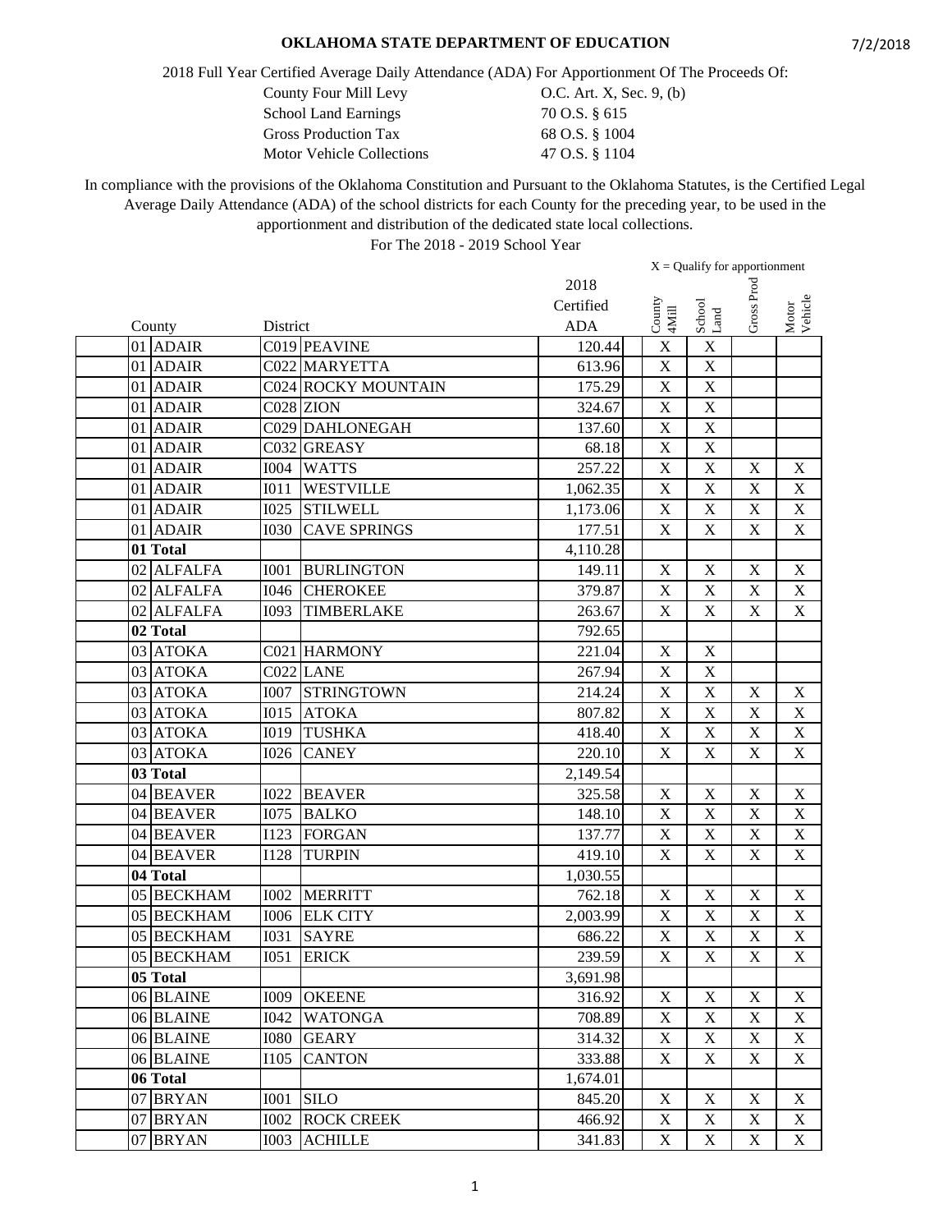# OKLAHOMA STATE DEPARTMENT OF EDUCATION

7/2/2018

2018 Full Year Certified Average Daily Attendance (ADA) For Apportionment Of The Proceeds Of:

| | |
|---|---|
| County Four Mill Levy | O.C. Art. X, Sec. 9, (b) |
| School Land Earnings | 70 O.S. § 615 |
| Gross Production Tax | 68 O.S. § 1004 |
| Motor Vehicle Collections | 47 O.S. § 1104 |

In compliance with the provisions of the Oklahoma Constitution and Pursuant to the Oklahoma Statutes, is the Certified Legal Average Daily Attendance (ADA) of the school districts for each County for the preceding year, to be used in the apportionment and distribution of the dedicated state local collections.

For The 2018 - 2019 School Year

X = Qualify for apportionment

| County | | District | | 2018 Certified ADA | County 4Mill | School Land | Gross Prod | Motor Vehicle |
|---|---|---|---|---|---|---|---|---|
| 01 | ADAIR | C019 | PEAVINE | 120.44 | X | X | | |
| 01 | ADAIR | C022 | MARYETTA | 613.96 | X | X | | |
| 01 | ADAIR | C024 | ROCKY MOUNTAIN | 175.29 | X | X | | |
| 01 | ADAIR | C028 | ZION | 324.67 | X | X | | |
| 01 | ADAIR | C029 | DAHLONEGAH | 137.60 | X | X | | |
| 01 | ADAIR | C032 | GREASY | 68.18 | X | X | | |
| 01 | ADAIR | I004 | WATTS | 257.22 | X | X | X | X |
| 01 | ADAIR | I011 | WESTVILLE | 1,062.35 | X | X | X | X |
| 01 | ADAIR | I025 | STILWELL | 1,173.06 | X | X | X | X |
| 01 | ADAIR | I030 | CAVE SPRINGS | 177.51 | X | X | X | X |
| **01 Total** | | | | 4,110.28 | | | | |
| 02 | ALFALFA | I001 | BURLINGTON | 149.11 | X | X | X | X |
| 02 | ALFALFA | I046 | CHEROKEE | 379.87 | X | X | X | X |
| 02 | ALFALFA | I093 | TIMBERLAKE | 263.67 | X | X | X | X |
| **02 Total** | | | | 792.65 | | | | |
| 03 | ATOKA | C021 | HARMONY | 221.04 | X | X | | |
| 03 | ATOKA | C022 | LANE | 267.94 | X | X | | |
| 03 | ATOKA | I007 | STRINGTOWN | 214.24 | X | X | X | X |
| 03 | ATOKA | I015 | ATOKA | 807.82 | X | X | X | X |
| 03 | ATOKA | I019 | TUSHKA | 418.40 | X | X | X | X |
| 03 | ATOKA | I026 | CANEY | 220.10 | X | X | X | X |
| **03 Total** | | | | 2,149.54 | | | | |
| 04 | BEAVER | I022 | BEAVER | 325.58 | X | X | X | X |
| 04 | BEAVER | I075 | BALKO | 148.10 | X | X | X | X |
| 04 | BEAVER | I123 | FORGAN | 137.77 | X | X | X | X |
| 04 | BEAVER | I128 | TURPIN | 419.10 | X | X | X | X |
| **04 Total** | | | | 1,030.55 | | | | |
| 05 | BECKHAM | I002 | MERRITT | 762.18 | X | X | X | X |
| 05 | BECKHAM | I006 | ELK CITY | 2,003.99 | X | X | X | X |
| 05 | BECKHAM | I031 | SAYRE | 686.22 | X | X | X | X |
| 05 | BECKHAM | I051 | ERICK | 239.59 | X | X | X | X |
| **05 Total** | | | | 3,691.98 | | | | |
| 06 | BLAINE | I009 | OKEENE | 316.92 | X | X | X | X |
| 06 | BLAINE | I042 | WATONGA | 708.89 | X | X | X | X |
| 06 | BLAINE | I080 | GEARY | 314.32 | X | X | X | X |
| 06 | BLAINE | I105 | CANTON | 333.88 | X | X | X | X |
| **06 Total** | | | | 1,674.01 | | | | |
| 07 | BRYAN | I001 | SILO | 845.20 | X | X | X | X |
| 07 | BRYAN | I002 | ROCK CREEK | 466.92 | X | X | X | X |
| 07 | BRYAN | I003 | ACHILLE | 341.83 | X | X | X | X |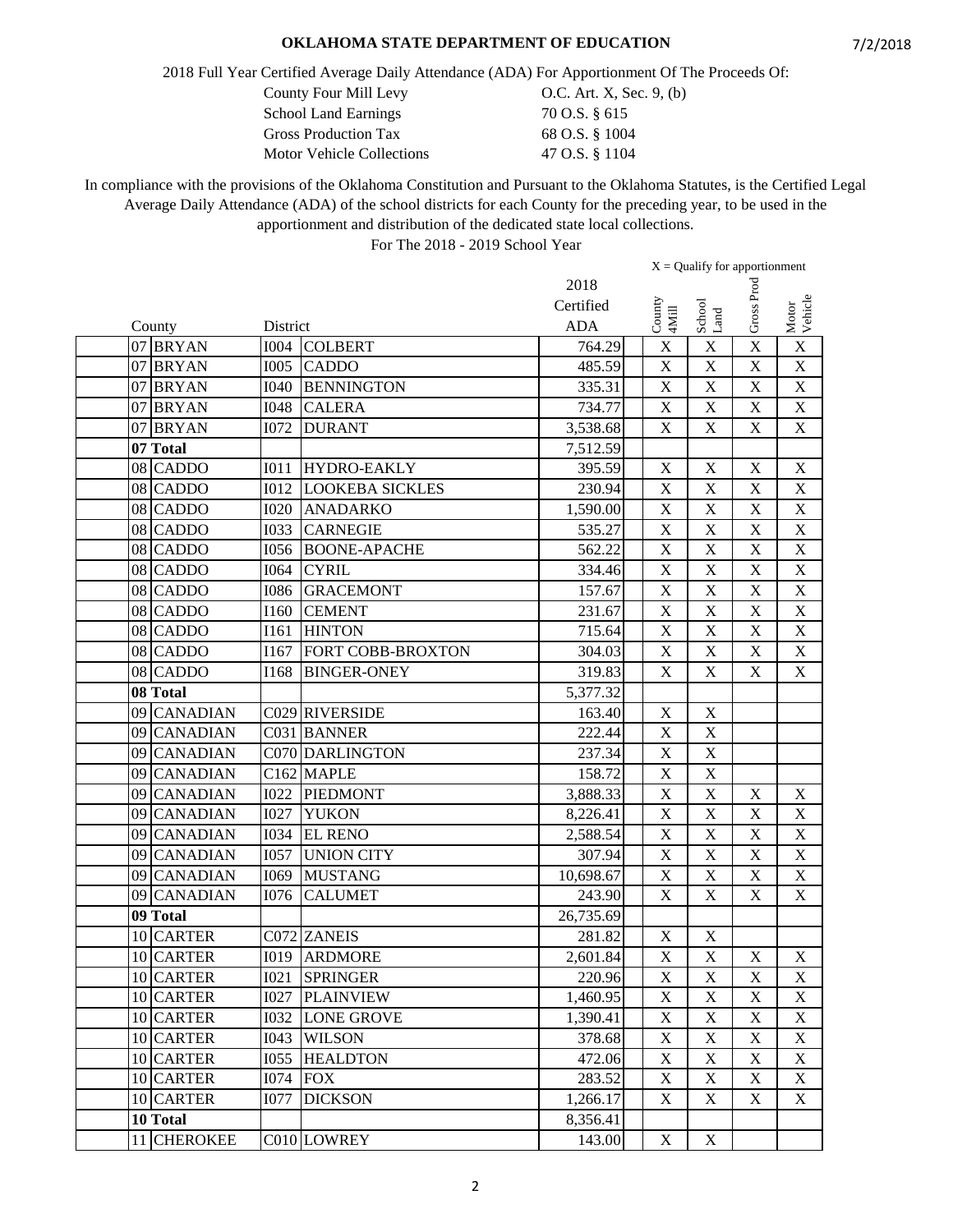**OKLAHOMA STATE DEPARTMENT OF EDUCATION**

2018 Full Year Certified Average Daily Attendance (ADA) For Apportionment Of The Proceeds Of:

| | |
|---|---|
| County Four Mill Levy | O.C. Art. X, Sec. 9, (b) |
| School Land Earnings | 70 O.S. § 615 |
| Gross Production Tax | 68 O.S. § 1004 |
| Motor Vehicle Collections | 47 O.S. § 1104 |

In compliance with the provisions of the Oklahoma Constitution and Pursuant to the Oklahoma Statutes, is the Certified Legal Average Daily Attendance (ADA) of the school districts for each County for the preceding year, to be used in the apportionment and distribution of the dedicated state local collections.

For The 2018 - 2019 School Year

X = Qualify for apportionment

| County | | District | | 2018 Certified ADA | County 4Mill | School Land | Gross Prod | Motor Vehicle |
|---|---|---|---|---|---|---|---|---|
| 07 | BRYAN | I004 | COLBERT | 764.29 | X | X | X | X |
| 07 | BRYAN | I005 | CADDO | 485.59 | X | X | X | X |
| 07 | BRYAN | I040 | BENNINGTON | 335.31 | X | X | X | X |
| 07 | BRYAN | I048 | CALERA | 734.77 | X | X | X | X |
| 07 | BRYAN | I072 | DURANT | 3,538.68 | X | X | X | X |
| **07 Total** | | | | 7,512.59 | | | | |
| 08 | CADDO | I011 | HYDRO-EAKLY | 395.59 | X | X | X | X |
| 08 | CADDO | I012 | LOOKEBA SICKLES | 230.94 | X | X | X | X |
| 08 | CADDO | I020 | ANADARKO | 1,590.00 | X | X | X | X |
| 08 | CADDO | I033 | CARNEGIE | 535.27 | X | X | X | X |
| 08 | CADDO | I056 | BOONE-APACHE | 562.22 | X | X | X | X |
| 08 | CADDO | I064 | CYRIL | 334.46 | X | X | X | X |
| 08 | CADDO | I086 | GRACEMONT | 157.67 | X | X | X | X |
| 08 | CADDO | I160 | CEMENT | 231.67 | X | X | X | X |
| 08 | CADDO | I161 | HINTON | 715.64 | X | X | X | X |
| 08 | CADDO | I167 | FORT COBB-BROXTON | 304.03 | X | X | X | X |
| 08 | CADDO | I168 | BINGER-ONEY | 319.83 | X | X | X | X |
| **08 Total** | | | | 5,377.32 | | | | |
| 09 | CANADIAN | C029 | RIVERSIDE | 163.40 | X | X | | |
| 09 | CANADIAN | C031 | BANNER | 222.44 | X | X | | |
| 09 | CANADIAN | C070 | DARLINGTON | 237.34 | X | X | | |
| 09 | CANADIAN | C162 | MAPLE | 158.72 | X | X | | |
| 09 | CANADIAN | I022 | PIEDMONT | 3,888.33 | X | X | X | X |
| 09 | CANADIAN | I027 | YUKON | 8,226.41 | X | X | X | X |
| 09 | CANADIAN | I034 | EL RENO | 2,588.54 | X | X | X | X |
| 09 | CANADIAN | I057 | UNION CITY | 307.94 | X | X | X | X |
| 09 | CANADIAN | I069 | MUSTANG | 10,698.67 | X | X | X | X |
| 09 | CANADIAN | I076 | CALUMET | 243.90 | X | X | X | X |
| **09 Total** | | | | 26,735.69 | | | | |
| 10 | CARTER | C072 | ZANEIS | 281.82 | X | X | | |
| 10 | CARTER | I019 | ARDMORE | 2,601.84 | X | X | X | X |
| 10 | CARTER | I021 | SPRINGER | 220.96 | X | X | X | X |
| 10 | CARTER | I027 | PLAINVIEW | 1,460.95 | X | X | X | X |
| 10 | CARTER | I032 | LONE GROVE | 1,390.41 | X | X | X | X |
| 10 | CARTER | I043 | WILSON | 378.68 | X | X | X | X |
| 10 | CARTER | I055 | HEALDTON | 472.06 | X | X | X | X |
| 10 | CARTER | I074 | FOX | 283.52 | X | X | X | X |
| 10 | CARTER | I077 | DICKSON | 1,266.17 | X | X | X | X |
| **10 Total** | | | | 8,356.41 | | | | |
| 11 | CHEROKEE | C010 | LOWREY | 143.00 | X | X | | |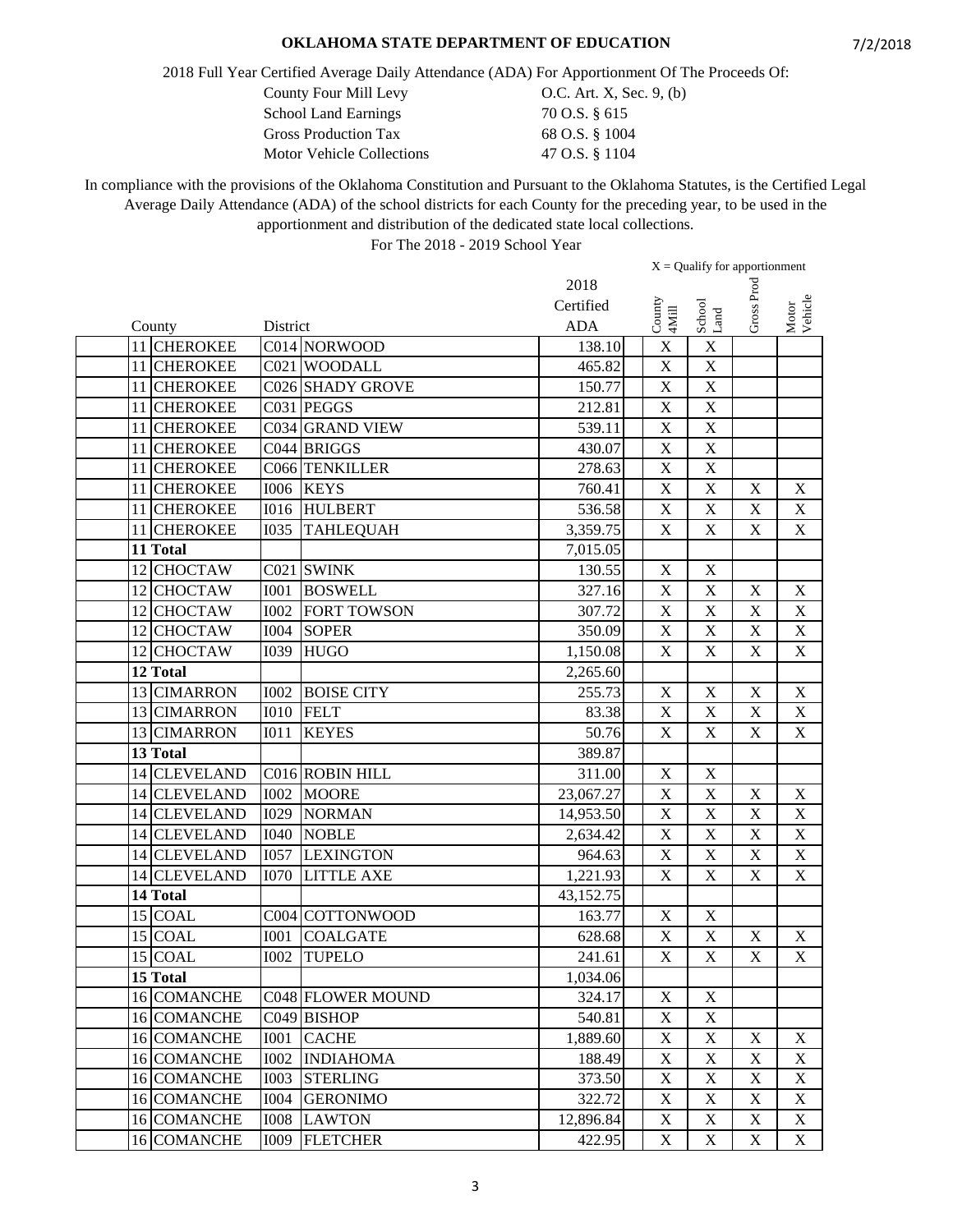**OKLAHOMA STATE DEPARTMENT OF EDUCATION**

7/2/2018

2018 Full Year Certified Average Daily Attendance (ADA) For Apportionment Of The Proceeds Of:

| | |
|---|---|
| County Four Mill Levy | O.C. Art. X, Sec. 9, (b) |
| School Land Earnings | 70 O.S. § 615 |
| Gross Production Tax | 68 O.S. § 1004 |
| Motor Vehicle Collections | 47 O.S. § 1104 |

In compliance with the provisions of the Oklahoma Constitution and Pursuant to the Oklahoma Statutes, is the Certified Legal Average Daily Attendance (ADA) of the school districts for each County for the preceding year, to be used in the apportionment and distribution of the dedicated state local collections.

For The 2018 - 2019 School Year

X = Qualify for apportionment

| County | | District | | 2018 Certified ADA | County 4Mill | School Land | Gross Prod | Motor Vehicle |
|---|---|---|---|---|---|---|---|---|
| 11 | CHEROKEE | C014 | NORWOOD | 138.10 | X | X | | |
| 11 | CHEROKEE | C021 | WOODALL | 465.82 | X | X | | |
| 11 | CHEROKEE | C026 | SHADY GROVE | 150.77 | X | X | | |
| 11 | CHEROKEE | C031 | PEGGS | 212.81 | X | X | | |
| 11 | CHEROKEE | C034 | GRAND VIEW | 539.11 | X | X | | |
| 11 | CHEROKEE | C044 | BRIGGS | 430.07 | X | X | | |
| 11 | CHEROKEE | C066 | TENKILLER | 278.63 | X | X | | |
| 11 | CHEROKEE | I006 | KEYS | 760.41 | X | X | X | X |
| 11 | CHEROKEE | I016 | HULBERT | 536.58 | X | X | X | X |
| 11 | CHEROKEE | I035 | TAHLEQUAH | 3,359.75 | X | X | X | X |
| **11 Total** | | | | 7,015.05 | | | | |
| 12 | CHOCTAW | C021 | SWINK | 130.55 | X | X | | |
| 12 | CHOCTAW | I001 | BOSWELL | 327.16 | X | X | X | X |
| 12 | CHOCTAW | I002 | FORT TOWSON | 307.72 | X | X | X | X |
| 12 | CHOCTAW | I004 | SOPER | 350.09 | X | X | X | X |
| 12 | CHOCTAW | I039 | HUGO | 1,150.08 | X | X | X | X |
| **12 Total** | | | | 2,265.60 | | | | |
| 13 | CIMARRON | I002 | BOISE CITY | 255.73 | X | X | X | X |
| 13 | CIMARRON | I010 | FELT | 83.38 | X | X | X | X |
| 13 | CIMARRON | I011 | KEYES | 50.76 | X | X | X | X |
| **13 Total** | | | | 389.87 | | | | |
| 14 | CLEVELAND | C016 | ROBIN HILL | 311.00 | X | X | | |
| 14 | CLEVELAND | I002 | MOORE | 23,067.27 | X | X | X | X |
| 14 | CLEVELAND | I029 | NORMAN | 14,953.50 | X | X | X | X |
| 14 | CLEVELAND | I040 | NOBLE | 2,634.42 | X | X | X | X |
| 14 | CLEVELAND | I057 | LEXINGTON | 964.63 | X | X | X | X |
| 14 | CLEVELAND | I070 | LITTLE AXE | 1,221.93 | X | X | X | X |
| **14 Total** | | | | 43,152.75 | | | | |
| 15 | COAL | C004 | COTTONWOOD | 163.77 | X | X | | |
| 15 | COAL | I001 | COALGATE | 628.68 | X | X | X | X |
| 15 | COAL | I002 | TUPELO | 241.61 | X | X | X | X |
| **15 Total** | | | | 1,034.06 | | | | |
| 16 | COMANCHE | C048 | FLOWER MOUND | 324.17 | X | X | | |
| 16 | COMANCHE | C049 | BISHOP | 540.81 | X | X | | |
| 16 | COMANCHE | I001 | CACHE | 1,889.60 | X | X | X | X |
| 16 | COMANCHE | I002 | INDIAHOMA | 188.49 | X | X | X | X |
| 16 | COMANCHE | I003 | STERLING | 373.50 | X | X | X | X |
| 16 | COMANCHE | I004 | GERONIMO | 322.72 | X | X | X | X |
| 16 | COMANCHE | I008 | LAWTON | 12,896.84 | X | X | X | X |
| 16 | COMANCHE | I009 | FLETCHER | 422.95 | X | X | X | X |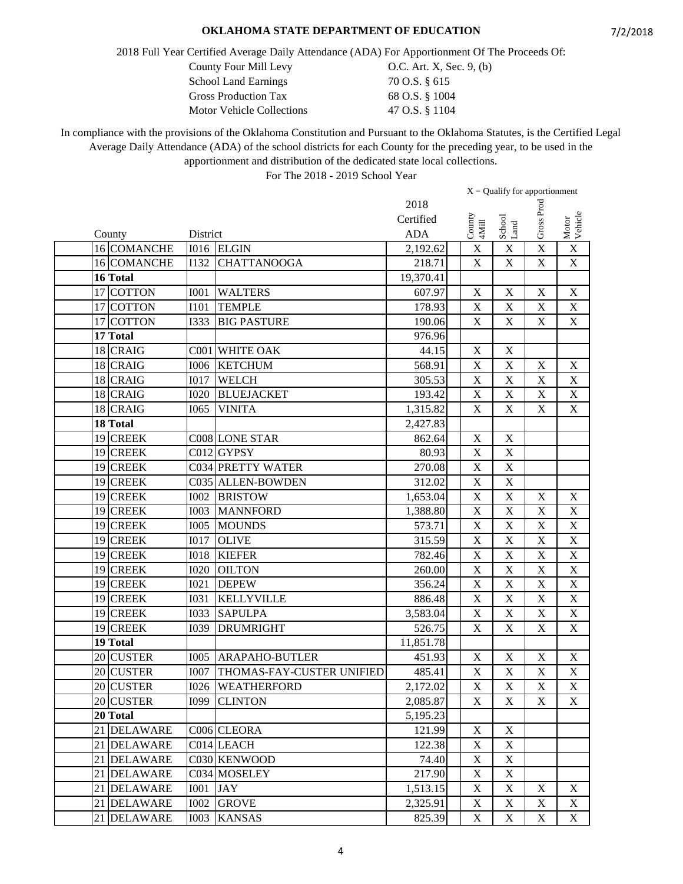# OKLAHOMA STATE DEPARTMENT OF EDUCATION

7/2/2018

2018 Full Year Certified Average Daily Attendance (ADA) For Apportionment Of The Proceeds Of:

| | |
|---|---|
| County Four Mill Levy | O.C. Art. X, Sec. 9, (b) |
| School Land Earnings | 70 O.S. § 615 |
| Gross Production Tax | 68 O.S. § 1004 |
| Motor Vehicle Collections | 47 O.S. § 1104 |

In compliance with the provisions of the Oklahoma Constitution and Pursuant to the Oklahoma Statutes, is the Certified Legal Average Daily Attendance (ADA) of the school districts for each County for the preceding year, to be used in the apportionment and distribution of the dedicated state local collections.

For The 2018 - 2019 School Year

X = Qualify for apportionment

| County | | District | | 2018 Certified ADA | County 4Mill | School Land | Gross Prod | Motor Vehicle |
|---|---|---|---|---|---|---|---|---|
| 16 | COMANCHE | I016 | ELGIN | 2,192.62 | X | X | X | X |
| 16 | COMANCHE | I132 | CHATTANOOGA | 218.71 | X | X | X | X |
| **16 Total** | | | | 19,370.41 | | | | |
| 17 | COTTON | I001 | WALTERS | 607.97 | X | X | X | X |
| 17 | COTTON | I101 | TEMPLE | 178.93 | X | X | X | X |
| 17 | COTTON | I333 | BIG PASTURE | 190.06 | X | X | X | X |
| **17 Total** | | | | 976.96 | | | | |
| 18 | CRAIG | C001 | WHITE OAK | 44.15 | X | X | | |
| 18 | CRAIG | I006 | KETCHUM | 568.91 | X | X | X | X |
| 18 | CRAIG | I017 | WELCH | 305.53 | X | X | X | X |
| 18 | CRAIG | I020 | BLUEJACKET | 193.42 | X | X | X | X |
| 18 | CRAIG | I065 | VINITA | 1,315.82 | X | X | X | X |
| **18 Total** | | | | 2,427.83 | | | | |
| 19 | CREEK | C008 | LONE STAR | 862.64 | X | X | | |
| 19 | CREEK | C012 | GYPSY | 80.93 | X | X | | |
| 19 | CREEK | C034 | PRETTY WATER | 270.08 | X | X | | |
| 19 | CREEK | C035 | ALLEN-BOWDEN | 312.02 | X | X | | |
| 19 | CREEK | I002 | BRISTOW | 1,653.04 | X | X | X | X |
| 19 | CREEK | I003 | MANNFORD | 1,388.80 | X | X | X | X |
| 19 | CREEK | I005 | MOUNDS | 573.71 | X | X | X | X |
| 19 | CREEK | I017 | OLIVE | 315.59 | X | X | X | X |
| 19 | CREEK | I018 | KIEFER | 782.46 | X | X | X | X |
| 19 | CREEK | I020 | OILTON | 260.00 | X | X | X | X |
| 19 | CREEK | I021 | DEPEW | 356.24 | X | X | X | X |
| 19 | CREEK | I031 | KELLYVILLE | 886.48 | X | X | X | X |
| 19 | CREEK | I033 | SAPULPA | 3,583.04 | X | X | X | X |
| 19 | CREEK | I039 | DRUMRIGHT | 526.75 | X | X | X | X |
| **19 Total** | | | | 11,851.78 | | | | |
| 20 | CUSTER | I005 | ARAPAHO-BUTLER | 451.93 | X | X | X | X |
| 20 | CUSTER | I007 | THOMAS-FAY-CUSTER UNIFIED | 485.41 | X | X | X | X |
| 20 | CUSTER | I026 | WEATHERFORD | 2,172.02 | X | X | X | X |
| 20 | CUSTER | I099 | CLINTON | 2,085.87 | X | X | X | X |
| **20 Total** | | | | 5,195.23 | | | | |
| 21 | DELAWARE | C006 | CLEORA | 121.99 | X | X | | |
| 21 | DELAWARE | C014 | LEACH | 122.38 | X | X | | |
| 21 | DELAWARE | C030 | KENWOOD | 74.40 | X | X | | |
| 21 | DELAWARE | C034 | MOSELEY | 217.90 | X | X | | |
| 21 | DELAWARE | I001 | JAY | 1,513.15 | X | X | X | X |
| 21 | DELAWARE | I002 | GROVE | 2,325.91 | X | X | X | X |
| 21 | DELAWARE | I003 | KANSAS | 825.39 | X | X | X | X |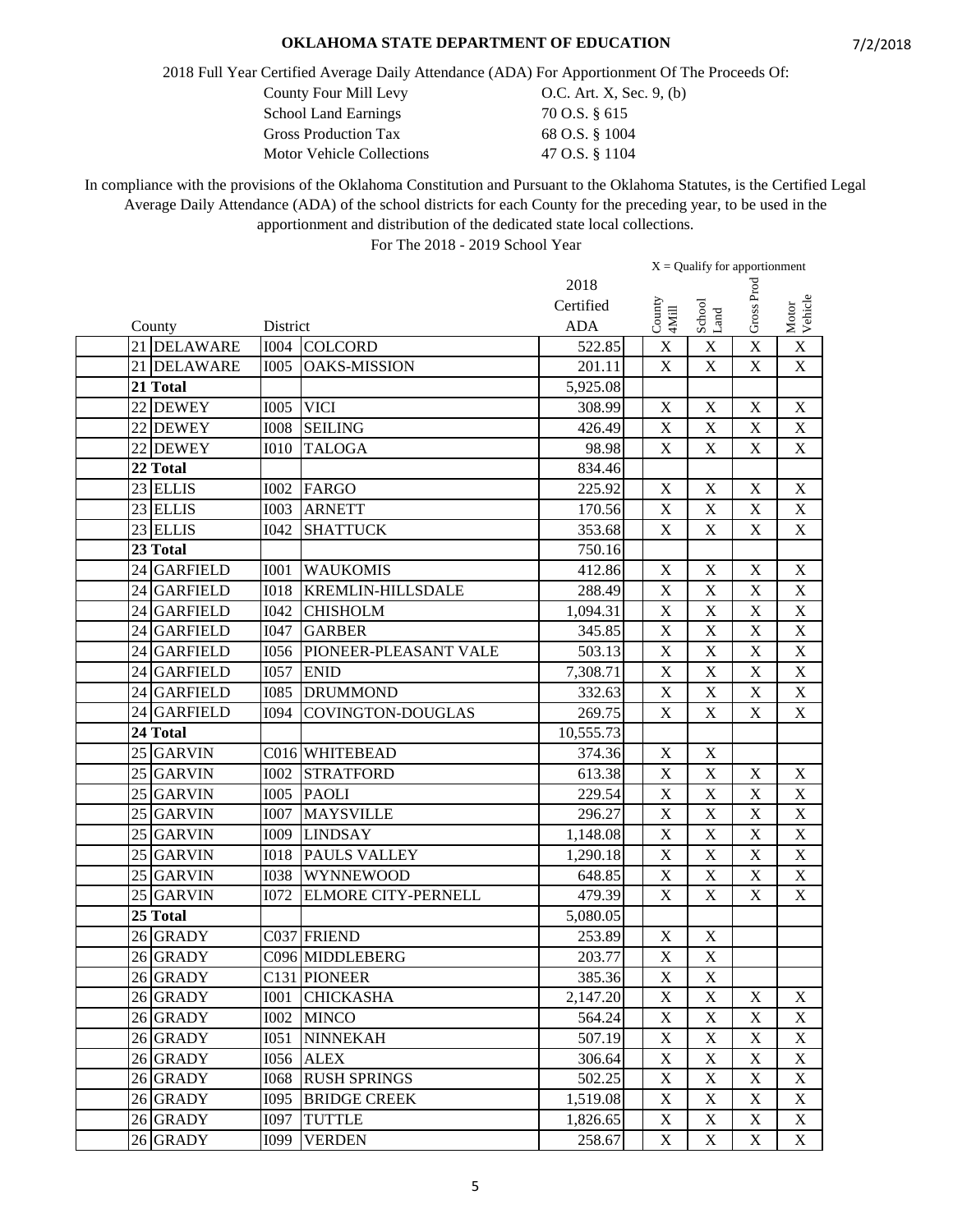**OKLAHOMA STATE DEPARTMENT OF EDUCATION**

7/2/2018

2018 Full Year Certified Average Daily Attendance (ADA) For Apportionment Of The Proceeds Of:

| | |
|---|---|
| County Four Mill Levy | O.C. Art. X, Sec. 9, (b) |
| School Land Earnings | 70 O.S. § 615 |
| Gross Production Tax | 68 O.S. § 1004 |
| Motor Vehicle Collections | 47 O.S. § 1104 |

In compliance with the provisions of the Oklahoma Constitution and Pursuant to the Oklahoma Statutes, is the Certified Legal Average Daily Attendance (ADA) of the school districts for each County for the preceding year, to be used in the apportionment and distribution of the dedicated state local collections.

For The 2018 - 2019 School Year

X = Qualify for apportionment

| County | | District | | 2018 Certified ADA | County 4Mill | School Land | Gross Prod | Motor Vehicle |
|---|---|---|---|---|---|---|---|---|
| 21 | DELAWARE | I004 | COLCORD | 522.85 | X | X | X | X |
| 21 | DELAWARE | I005 | OAKS-MISSION | 201.11 | X | X | X | X |
| **21 Total** | | | | 5,925.08 | | | | |
| 22 | DEWEY | I005 | VICI | 308.99 | X | X | X | X |
| 22 | DEWEY | I008 | SEILING | 426.49 | X | X | X | X |
| 22 | DEWEY | I010 | TALOGA | 98.98 | X | X | X | X |
| **22 Total** | | | | 834.46 | | | | |
| 23 | ELLIS | I002 | FARGO | 225.92 | X | X | X | X |
| 23 | ELLIS | I003 | ARNETT | 170.56 | X | X | X | X |
| 23 | ELLIS | I042 | SHATTUCK | 353.68 | X | X | X | X |
| **23 Total** | | | | 750.16 | | | | |
| 24 | GARFIELD | I001 | WAUKOMIS | 412.86 | X | X | X | X |
| 24 | GARFIELD | I018 | KREMLIN-HILLSDALE | 288.49 | X | X | X | X |
| 24 | GARFIELD | I042 | CHISHOLM | 1,094.31 | X | X | X | X |
| 24 | GARFIELD | I047 | GARBER | 345.85 | X | X | X | X |
| 24 | GARFIELD | I056 | PIONEER-PLEASANT VALE | 503.13 | X | X | X | X |
| 24 | GARFIELD | I057 | ENID | 7,308.71 | X | X | X | X |
| 24 | GARFIELD | I085 | DRUMMOND | 332.63 | X | X | X | X |
| 24 | GARFIELD | I094 | COVINGTON-DOUGLAS | 269.75 | X | X | X | X |
| **24 Total** | | | | 10,555.73 | | | | |
| 25 | GARVIN | C016 | WHITEBEAD | 374.36 | X | X | | |
| 25 | GARVIN | I002 | STRATFORD | 613.38 | X | X | X | X |
| 25 | GARVIN | I005 | PAOLI | 229.54 | X | X | X | X |
| 25 | GARVIN | I007 | MAYSVILLE | 296.27 | X | X | X | X |
| 25 | GARVIN | I009 | LINDSAY | 1,148.08 | X | X | X | X |
| 25 | GARVIN | I018 | PAULS VALLEY | 1,290.18 | X | X | X | X |
| 25 | GARVIN | I038 | WYNNEWOOD | 648.85 | X | X | X | X |
| 25 | GARVIN | I072 | ELMORE CITY-PERNELL | 479.39 | X | X | X | X |
| **25 Total** | | | | 5,080.05 | | | | |
| 26 | GRADY | C037 | FRIEND | 253.89 | X | X | | |
| 26 | GRADY | C096 | MIDDLEBERG | 203.77 | X | X | | |
| 26 | GRADY | C131 | PIONEER | 385.36 | X | X | | |
| 26 | GRADY | I001 | CHICKASHA | 2,147.20 | X | X | X | X |
| 26 | GRADY | I002 | MINCO | 564.24 | X | X | X | X |
| 26 | GRADY | I051 | NINNEKAH | 507.19 | X | X | X | X |
| 26 | GRADY | I056 | ALEX | 306.64 | X | X | X | X |
| 26 | GRADY | I068 | RUSH SPRINGS | 502.25 | X | X | X | X |
| 26 | GRADY | I095 | BRIDGE CREEK | 1,519.08 | X | X | X | X |
| 26 | GRADY | I097 | TUTTLE | 1,826.65 | X | X | X | X |
| 26 | GRADY | I099 | VERDEN | 258.67 | X | X | X | X |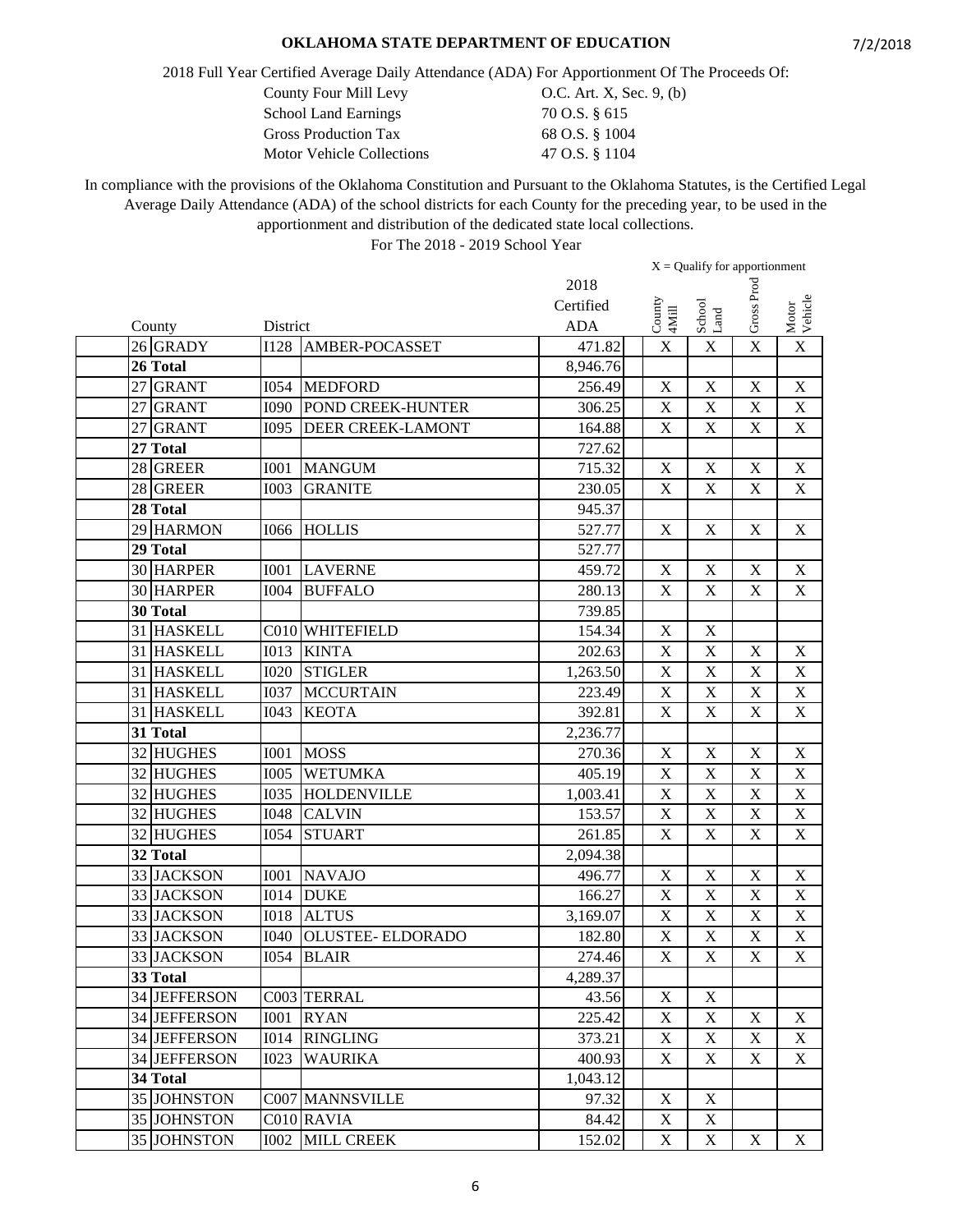**OKLAHOMA STATE DEPARTMENT OF EDUCATION**

7/2/2018

2018 Full Year Certified Average Daily Attendance (ADA) For Apportionment Of The Proceeds Of:

| | |
|---|---|
| County Four Mill Levy | O.C. Art. X, Sec. 9, (b) |
| School Land Earnings | 70 O.S. § 615 |
| Gross Production Tax | 68 O.S. § 1004 |
| Motor Vehicle Collections | 47 O.S. § 1104 |

In compliance with the provisions of the Oklahoma Constitution and Pursuant to the Oklahoma Statutes, is the Certified Legal Average Daily Attendance (ADA) of the school districts for each County for the preceding year, to be used in the apportionment and distribution of the dedicated state local collections.

For The 2018 - 2019 School Year

X = Qualify for apportionment

| County | | District | | 2018 Certified ADA | County 4Mill | School Land | Gross Prod | Motor Vehicle |
|---|---|---|---|---|---|---|---|---|
| 26 | GRADY | I128 | AMBER-POCASSET | 471.82 | X | X | X | X |
| **26 Total** | | | | 8,946.76 | | | | |
| 27 | GRANT | I054 | MEDFORD | 256.49 | X | X | X | X |
| 27 | GRANT | I090 | POND CREEK-HUNTER | 306.25 | X | X | X | X |
| 27 | GRANT | I095 | DEER CREEK-LAMONT | 164.88 | X | X | X | X |
| **27 Total** | | | | 727.62 | | | | |
| 28 | GREER | I001 | MANGUM | 715.32 | X | X | X | X |
| 28 | GREER | I003 | GRANITE | 230.05 | X | X | X | X |
| **28 Total** | | | | 945.37 | | | | |
| 29 | HARMON | I066 | HOLLIS | 527.77 | X | X | X | X |
| **29 Total** | | | | 527.77 | | | | |
| 30 | HARPER | I001 | LAVERNE | 459.72 | X | X | X | X |
| 30 | HARPER | I004 | BUFFALO | 280.13 | X | X | X | X |
| **30 Total** | | | | 739.85 | | | | |
| 31 | HASKELL | C010 | WHITEFIELD | 154.34 | X | X | | |
| 31 | HASKELL | I013 | KINTA | 202.63 | X | X | X | X |
| 31 | HASKELL | I020 | STIGLER | 1,263.50 | X | X | X | X |
| 31 | HASKELL | I037 | MCCURTAIN | 223.49 | X | X | X | X |
| 31 | HASKELL | I043 | KEOTA | 392.81 | X | X | X | X |
| **31 Total** | | | | 2,236.77 | | | | |
| 32 | HUGHES | I001 | MOSS | 270.36 | X | X | X | X |
| 32 | HUGHES | I005 | WETUMKA | 405.19 | X | X | X | X |
| 32 | HUGHES | I035 | HOLDENVILLE | 1,003.41 | X | X | X | X |
| 32 | HUGHES | I048 | CALVIN | 153.57 | X | X | X | X |
| 32 | HUGHES | I054 | STUART | 261.85 | X | X | X | X |
| **32 Total** | | | | 2,094.38 | | | | |
| 33 | JACKSON | I001 | NAVAJO | 496.77 | X | X | X | X |
| 33 | JACKSON | I014 | DUKE | 166.27 | X | X | X | X |
| 33 | JACKSON | I018 | ALTUS | 3,169.07 | X | X | X | X |
| 33 | JACKSON | I040 | OLUSTEE- ELDORADO | 182.80 | X | X | X | X |
| 33 | JACKSON | I054 | BLAIR | 274.46 | X | X | X | X |
| **33 Total** | | | | 4,289.37 | | | | |
| 34 | JEFFERSON | C003 | TERRAL | 43.56 | X | X | | |
| 34 | JEFFERSON | I001 | RYAN | 225.42 | X | X | X | X |
| 34 | JEFFERSON | I014 | RINGLING | 373.21 | X | X | X | X |
| 34 | JEFFERSON | I023 | WAURIKA | 400.93 | X | X | X | X |
| **34 Total** | | | | 1,043.12 | | | | |
| 35 | JOHNSTON | C007 | MANNSVILLE | 97.32 | X | X | | |
| 35 | JOHNSTON | C010 | RAVIA | 84.42 | X | X | | |
| 35 | JOHNSTON | I002 | MILL CREEK | 152.02 | X | X | X | X |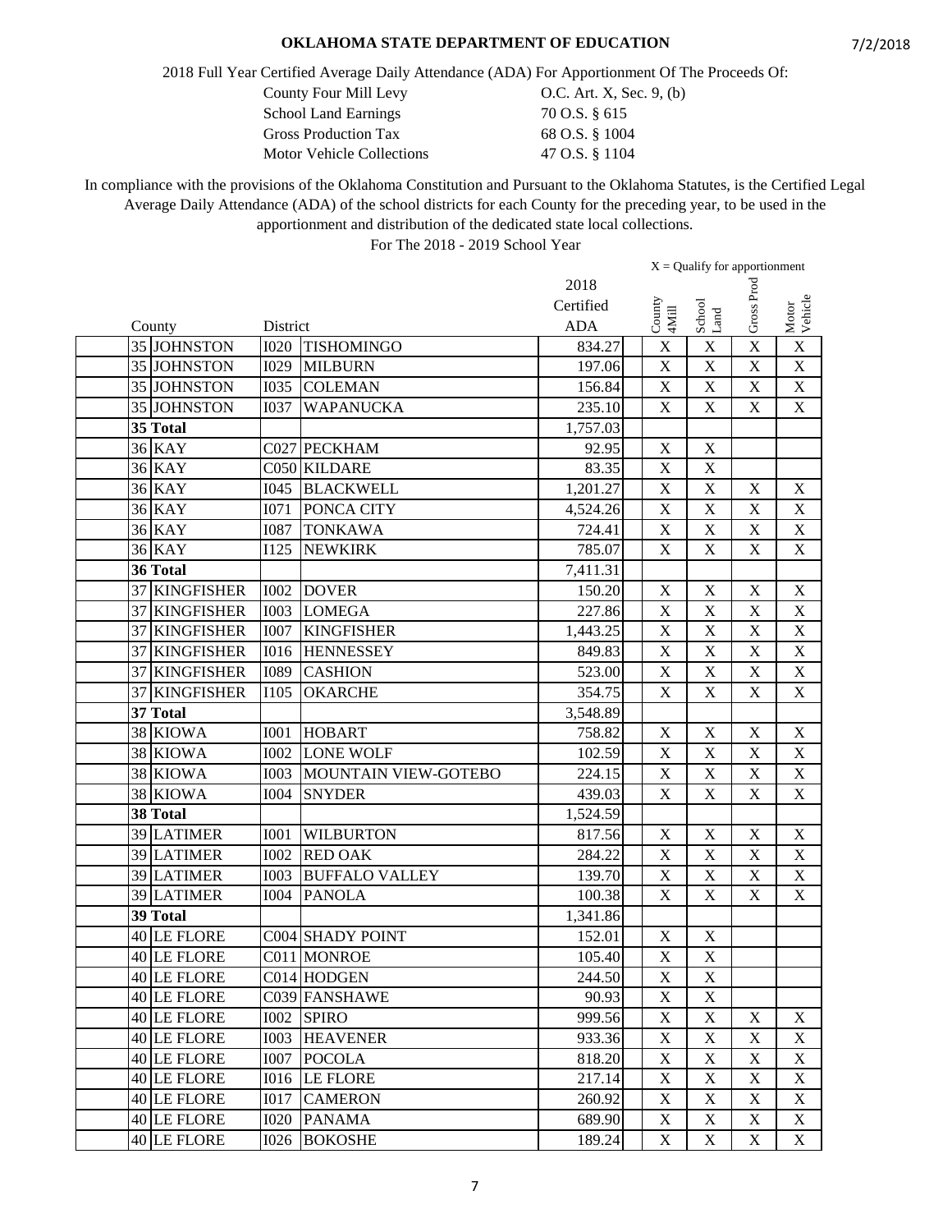**OKLAHOMA STATE DEPARTMENT OF EDUCATION**

7/2/2018

2018 Full Year Certified Average Daily Attendance (ADA) For Apportionment Of The Proceeds Of:

| | |
|---|---|
| County Four Mill Levy | O.C. Art. X, Sec. 9, (b) |
| School Land Earnings | 70 O.S. § 615 |
| Gross Production Tax | 68 O.S. § 1004 |
| Motor Vehicle Collections | 47 O.S. § 1104 |

In compliance with the provisions of the Oklahoma Constitution and Pursuant to the Oklahoma Statutes, is the Certified Legal Average Daily Attendance (ADA) of the school districts for each County for the preceding year, to be used in the apportionment and distribution of the dedicated state local collections.

For The 2018 - 2019 School Year

X = Qualify for apportionment

| County | | District | | 2018 Certified ADA | County 4Mill | School Land | Gross Prod | Motor Vehicle |
|---|---|---|---|---|---|---|---|---|
| 35 | JOHNSTON | I020 | TISHOMINGO | 834.27 | X | X | X | X |
| 35 | JOHNSTON | I029 | MILBURN | 197.06 | X | X | X | X |
| 35 | JOHNSTON | I035 | COLEMAN | 156.84 | X | X | X | X |
| 35 | JOHNSTON | I037 | WAPANUCKA | 235.10 | X | X | X | X |
| **35 Total** | | | | 1,757.03 | | | | |
| 36 | KAY | C027 | PECKHAM | 92.95 | X | X | | |
| 36 | KAY | C050 | KILDARE | 83.35 | X | X | | |
| 36 | KAY | I045 | BLACKWELL | 1,201.27 | X | X | X | X |
| 36 | KAY | I071 | PONCA CITY | 4,524.26 | X | X | X | X |
| 36 | KAY | I087 | TONKAWA | 724.41 | X | X | X | X |
| 36 | KAY | I125 | NEWKIRK | 785.07 | X | X | X | X |
| **36 Total** | | | | 7,411.31 | | | | |
| 37 | KINGFISHER | I002 | DOVER | 150.20 | X | X | X | X |
| 37 | KINGFISHER | I003 | LOMEGA | 227.86 | X | X | X | X |
| 37 | KINGFISHER | I007 | KINGFISHER | 1,443.25 | X | X | X | X |
| 37 | KINGFISHER | I016 | HENNESSEY | 849.83 | X | X | X | X |
| 37 | KINGFISHER | I089 | CASHION | 523.00 | X | X | X | X |
| 37 | KINGFISHER | I105 | OKARCHE | 354.75 | X | X | X | X |
| **37 Total** | | | | 3,548.89 | | | | |
| 38 | KIOWA | I001 | HOBART | 758.82 | X | X | X | X |
| 38 | KIOWA | I002 | LONE WOLF | 102.59 | X | X | X | X |
| 38 | KIOWA | I003 | MOUNTAIN VIEW-GOTEBO | 224.15 | X | X | X | X |
| 38 | KIOWA | I004 | SNYDER | 439.03 | X | X | X | X |
| **38 Total** | | | | 1,524.59 | | | | |
| 39 | LATIMER | I001 | WILBURTON | 817.56 | X | X | X | X |
| 39 | LATIMER | I002 | RED OAK | 284.22 | X | X | X | X |
| 39 | LATIMER | I003 | BUFFALO VALLEY | 139.70 | X | X | X | X |
| 39 | LATIMER | I004 | PANOLA | 100.38 | X | X | X | X |
| **39 Total** | | | | 1,341.86 | | | | |
| 40 | LE FLORE | C004 | SHADY POINT | 152.01 | X | X | | |
| 40 | LE FLORE | C011 | MONROE | 105.40 | X | X | | |
| 40 | LE FLORE | C014 | HODGEN | 244.50 | X | X | | |
| 40 | LE FLORE | C039 | FANSHAWE | 90.93 | X | X | | |
| 40 | LE FLORE | I002 | SPIRO | 999.56 | X | X | X | X |
| 40 | LE FLORE | I003 | HEAVENER | 933.36 | X | X | X | X |
| 40 | LE FLORE | I007 | POCOLA | 818.20 | X | X | X | X |
| 40 | LE FLORE | I016 | LE FLORE | 217.14 | X | X | X | X |
| 40 | LE FLORE | I017 | CAMERON | 260.92 | X | X | X | X |
| 40 | LE FLORE | I020 | PANAMA | 689.90 | X | X | X | X |
| 40 | LE FLORE | I026 | BOKOSHE | 189.24 | X | X | X | X |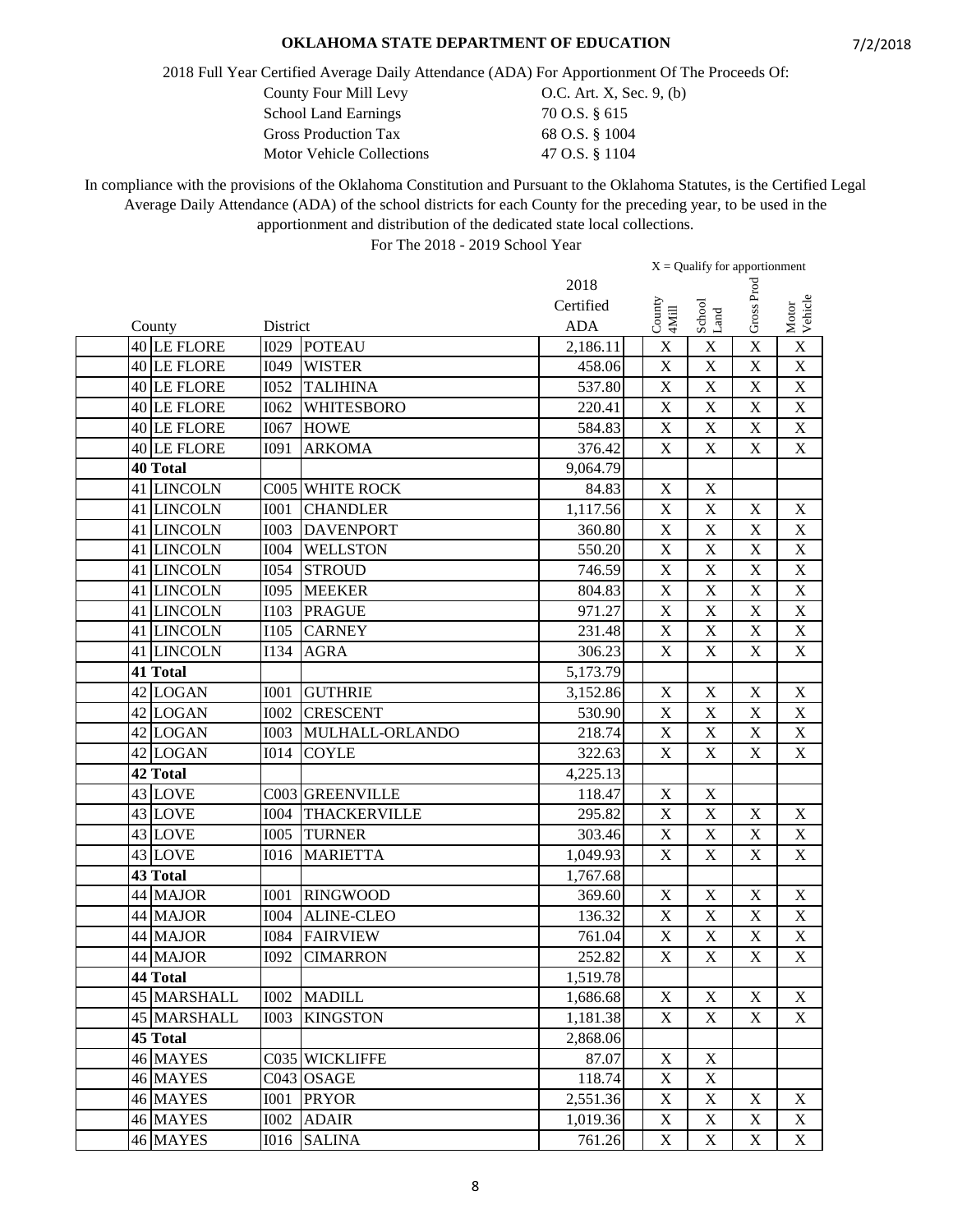# OKLAHOMA STATE DEPARTMENT OF EDUCATION

7/2/2018

2018 Full Year Certified Average Daily Attendance (ADA) For Apportionment Of The Proceeds Of:

| | |
|---|---|
| County Four Mill Levy | O.C. Art. X, Sec. 9, (b) |
| School Land Earnings | 70 O.S. § 615 |
| Gross Production Tax | 68 O.S. § 1004 |
| Motor Vehicle Collections | 47 O.S. § 1104 |

In compliance with the provisions of the Oklahoma Constitution and Pursuant to the Oklahoma Statutes, is the Certified Legal Average Daily Attendance (ADA) of the school districts for each County for the preceding year, to be used in the apportionment and distribution of the dedicated state local collections.

For The 2018 - 2019 School Year

X = Qualify for apportionment

| County | | District | | 2018 Certified ADA | County 4Mill | School Land | Gross Prod | Motor Vehicle |
|---|---|---|---|---|---|---|---|---|
| 40 | LE FLORE | I029 | POTEAU | 2,186.11 | X | X | X | X |
| 40 | LE FLORE | I049 | WISTER | 458.06 | X | X | X | X |
| 40 | LE FLORE | I052 | TALIHINA | 537.80 | X | X | X | X |
| 40 | LE FLORE | I062 | WHITESBORO | 220.41 | X | X | X | X |
| 40 | LE FLORE | I067 | HOWE | 584.83 | X | X | X | X |
| 40 | LE FLORE | I091 | ARKOMA | 376.42 | X | X | X | X |
| **40 Total** | | | | 9,064.79 | | | | |
| 41 | LINCOLN | C005 | WHITE ROCK | 84.83 | X | X | | |
| 41 | LINCOLN | I001 | CHANDLER | 1,117.56 | X | X | X | X |
| 41 | LINCOLN | I003 | DAVENPORT | 360.80 | X | X | X | X |
| 41 | LINCOLN | I004 | WELLSTON | 550.20 | X | X | X | X |
| 41 | LINCOLN | I054 | STROUD | 746.59 | X | X | X | X |
| 41 | LINCOLN | I095 | MEEKER | 804.83 | X | X | X | X |
| 41 | LINCOLN | I103 | PRAGUE | 971.27 | X | X | X | X |
| 41 | LINCOLN | I105 | CARNEY | 231.48 | X | X | X | X |
| 41 | LINCOLN | I134 | AGRA | 306.23 | X | X | X | X |
| **41 Total** | | | | 5,173.79 | | | | |
| 42 | LOGAN | I001 | GUTHRIE | 3,152.86 | X | X | X | X |
| 42 | LOGAN | I002 | CRESCENT | 530.90 | X | X | X | X |
| 42 | LOGAN | I003 | MULHALL-ORLANDO | 218.74 | X | X | X | X |
| 42 | LOGAN | I014 | COYLE | 322.63 | X | X | X | X |
| **42 Total** | | | | 4,225.13 | | | | |
| 43 | LOVE | C003 | GREENVILLE | 118.47 | X | X | | |
| 43 | LOVE | I004 | THACKERVILLE | 295.82 | X | X | X | X |
| 43 | LOVE | I005 | TURNER | 303.46 | X | X | X | X |
| 43 | LOVE | I016 | MARIETTA | 1,049.93 | X | X | X | X |
| **43 Total** | | | | 1,767.68 | | | | |
| 44 | MAJOR | I001 | RINGWOOD | 369.60 | X | X | X | X |
| 44 | MAJOR | I004 | ALINE-CLEO | 136.32 | X | X | X | X |
| 44 | MAJOR | I084 | FAIRVIEW | 761.04 | X | X | X | X |
| 44 | MAJOR | I092 | CIMARRON | 252.82 | X | X | X | X |
| **44 Total** | | | | 1,519.78 | | | | |
| 45 | MARSHALL | I002 | MADILL | 1,686.68 | X | X | X | X |
| 45 | MARSHALL | I003 | KINGSTON | 1,181.38 | X | X | X | X |
| **45 Total** | | | | 2,868.06 | | | | |
| 46 | MAYES | C035 | WICKLIFFE | 87.07 | X | X | | |
| 46 | MAYES | C043 | OSAGE | 118.74 | X | X | | |
| 46 | MAYES | I001 | PRYOR | 2,551.36 | X | X | X | X |
| 46 | MAYES | I002 | ADAIR | 1,019.36 | X | X | X | X |
| 46 | MAYES | I016 | SALINA | 761.26 | X | X | X | X |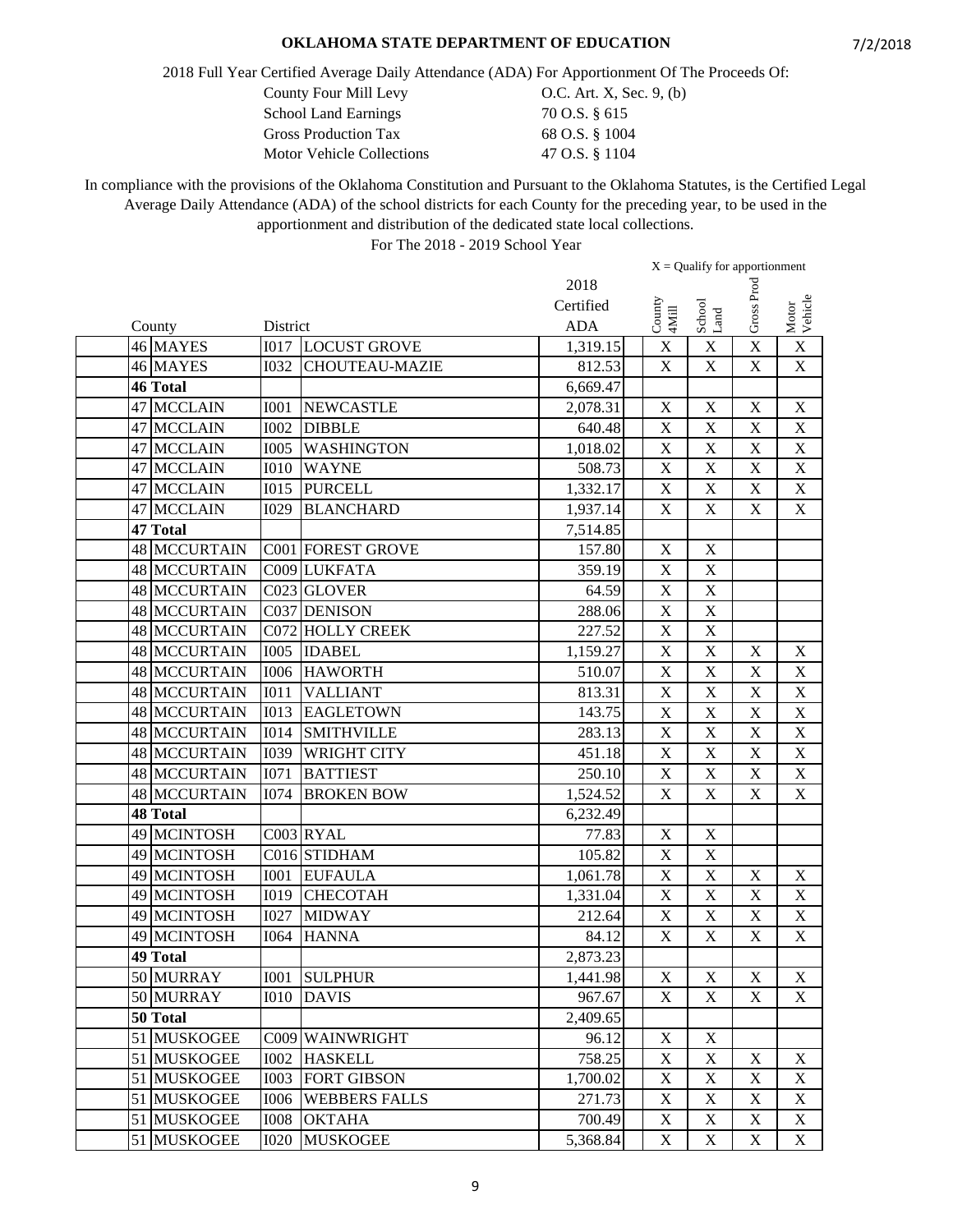**OKLAHOMA STATE DEPARTMENT OF EDUCATION**

7/2/2018

2018 Full Year Certified Average Daily Attendance (ADA) For Apportionment Of The Proceeds Of:

| | |
|---|---|
| County Four Mill Levy | O.C. Art. X, Sec. 9, (b) |
| School Land Earnings | 70 O.S. § 615 |
| Gross Production Tax | 68 O.S. § 1004 |
| Motor Vehicle Collections | 47 O.S. § 1104 |

In compliance with the provisions of the Oklahoma Constitution and Pursuant to the Oklahoma Statutes, is the Certified Legal Average Daily Attendance (ADA) of the school districts for each County for the preceding year, to be used in the apportionment and distribution of the dedicated state local collections.

For The 2018 - 2019 School Year

X = Qualify for apportionment

| County | | District | | 2018 Certified ADA | County 4Mill | School Land | Gross Prod | Motor Vehicle |
|---|---|---|---|---|---|---|---|---|
| 46 | MAYES | I017 | LOCUST GROVE | 1,319.15 | X | X | X | X |
| 46 | MAYES | I032 | CHOUTEAU-MAZIE | 812.53 | X | X | X | X |
| **46 Total** | | | | 6,669.47 | | | | |
| 47 | MCCLAIN | I001 | NEWCASTLE | 2,078.31 | X | X | X | X |
| 47 | MCCLAIN | I002 | DIBBLE | 640.48 | X | X | X | X |
| 47 | MCCLAIN | I005 | WASHINGTON | 1,018.02 | X | X | X | X |
| 47 | MCCLAIN | I010 | WAYNE | 508.73 | X | X | X | X |
| 47 | MCCLAIN | I015 | PURCELL | 1,332.17 | X | X | X | X |
| 47 | MCCLAIN | I029 | BLANCHARD | 1,937.14 | X | X | X | X |
| **47 Total** | | | | 7,514.85 | | | | |
| 48 | MCCURTAIN | C001 | FOREST GROVE | 157.80 | X | X | | |
| 48 | MCCURTAIN | C009 | LUKFATA | 359.19 | X | X | | |
| 48 | MCCURTAIN | C023 | GLOVER | 64.59 | X | X | | |
| 48 | MCCURTAIN | C037 | DENISON | 288.06 | X | X | | |
| 48 | MCCURTAIN | C072 | HOLLY CREEK | 227.52 | X | X | | |
| 48 | MCCURTAIN | I005 | IDABEL | 1,159.27 | X | X | X | X |
| 48 | MCCURTAIN | I006 | HAWORTH | 510.07 | X | X | X | X |
| 48 | MCCURTAIN | I011 | VALLIANT | 813.31 | X | X | X | X |
| 48 | MCCURTAIN | I013 | EAGLETOWN | 143.75 | X | X | X | X |
| 48 | MCCURTAIN | I014 | SMITHVILLE | 283.13 | X | X | X | X |
| 48 | MCCURTAIN | I039 | WRIGHT CITY | 451.18 | X | X | X | X |
| 48 | MCCURTAIN | I071 | BATTIEST | 250.10 | X | X | X | X |
| 48 | MCCURTAIN | I074 | BROKEN BOW | 1,524.52 | X | X | X | X |
| **48 Total** | | | | 6,232.49 | | | | |
| 49 | MCINTOSH | C003 | RYAL | 77.83 | X | X | | |
| 49 | MCINTOSH | C016 | STIDHAM | 105.82 | X | X | | |
| 49 | MCINTOSH | I001 | EUFAULA | 1,061.78 | X | X | X | X |
| 49 | MCINTOSH | I019 | CHECOTAH | 1,331.04 | X | X | X | X |
| 49 | MCINTOSH | I027 | MIDWAY | 212.64 | X | X | X | X |
| 49 | MCINTOSH | I064 | HANNA | 84.12 | X | X | X | X |
| **49 Total** | | | | 2,873.23 | | | | |
| 50 | MURRAY | I001 | SULPHUR | 1,441.98 | X | X | X | X |
| 50 | MURRAY | I010 | DAVIS | 967.67 | X | X | X | X |
| **50 Total** | | | | 2,409.65 | | | | |
| 51 | MUSKOGEE | C009 | WAINWRIGHT | 96.12 | X | X | | |
| 51 | MUSKOGEE | I002 | HASKELL | 758.25 | X | X | X | X |
| 51 | MUSKOGEE | I003 | FORT GIBSON | 1,700.02 | X | X | X | X |
| 51 | MUSKOGEE | I006 | WEBBERS FALLS | 271.73 | X | X | X | X |
| 51 | MUSKOGEE | I008 | OKTAHA | 700.49 | X | X | X | X |
| 51 | MUSKOGEE | I020 | MUSKOGEE | 5,368.84 | X | X | X | X |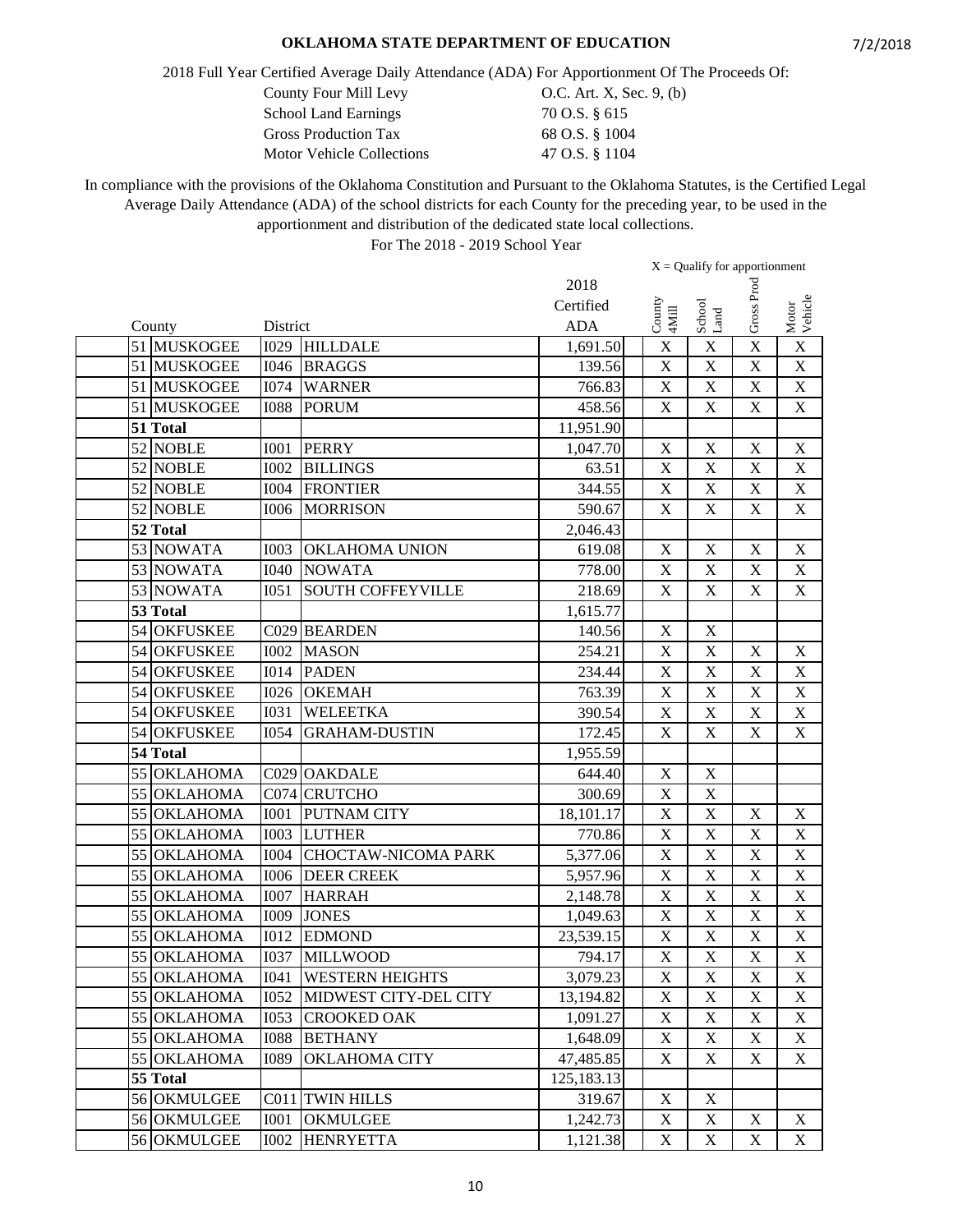# OKLAHOMA STATE DEPARTMENT OF EDUCATION

7/2/2018

2018 Full Year Certified Average Daily Attendance (ADA) For Apportionment Of The Proceeds Of:

| | |
|---|---|
| County Four Mill Levy | O.C. Art. X, Sec. 9, (b) |
| School Land Earnings | 70 O.S. § 615 |
| Gross Production Tax | 68 O.S. § 1004 |
| Motor Vehicle Collections | 47 O.S. § 1104 |

In compliance with the provisions of the Oklahoma Constitution and Pursuant to the Oklahoma Statutes, is the Certified Legal Average Daily Attendance (ADA) of the school districts for each County for the preceding year, to be used in the apportionment and distribution of the dedicated state local collections.

For The 2018 - 2019 School Year

X = Qualify for apportionment

| County | | District | | 2018 Certified ADA | County 4Mill | School Land | Gross Prod | Motor Vehicle |
|---|---|---|---|---|---|---|---|---|
| 51 | MUSKOGEE | I029 | HILLDALE | 1,691.50 | X | X | X | X |
| 51 | MUSKOGEE | I046 | BRAGGS | 139.56 | X | X | X | X |
| 51 | MUSKOGEE | I074 | WARNER | 766.83 | X | X | X | X |
| 51 | MUSKOGEE | I088 | PORUM | 458.56 | X | X | X | X |
| **51 Total** | | | | 11,951.90 | | | | |
| 52 | NOBLE | I001 | PERRY | 1,047.70 | X | X | X | X |
| 52 | NOBLE | I002 | BILLINGS | 63.51 | X | X | X | X |
| 52 | NOBLE | I004 | FRONTIER | 344.55 | X | X | X | X |
| 52 | NOBLE | I006 | MORRISON | 590.67 | X | X | X | X |
| **52 Total** | | | | 2,046.43 | | | | |
| 53 | NOWATA | I003 | OKLAHOMA UNION | 619.08 | X | X | X | X |
| 53 | NOWATA | I040 | NOWATA | 778.00 | X | X | X | X |
| 53 | NOWATA | I051 | SOUTH COFFEYVILLE | 218.69 | X | X | X | X |
| **53 Total** | | | | 1,615.77 | | | | |
| 54 | OKFUSKEE | C029 | BEARDEN | 140.56 | X | X | | |
| 54 | OKFUSKEE | I002 | MASON | 254.21 | X | X | X | X |
| 54 | OKFUSKEE | I014 | PADEN | 234.44 | X | X | X | X |
| 54 | OKFUSKEE | I026 | OKEMAH | 763.39 | X | X | X | X |
| 54 | OKFUSKEE | I031 | WELEETKA | 390.54 | X | X | X | X |
| 54 | OKFUSKEE | I054 | GRAHAM-DUSTIN | 172.45 | X | X | X | X |
| **54 Total** | | | | 1,955.59 | | | | |
| 55 | OKLAHOMA | C029 | OAKDALE | 644.40 | X | X | | |
| 55 | OKLAHOMA | C074 | CRUTCHO | 300.69 | X | X | | |
| 55 | OKLAHOMA | I001 | PUTNAM CITY | 18,101.17 | X | X | X | X |
| 55 | OKLAHOMA | I003 | LUTHER | 770.86 | X | X | X | X |
| 55 | OKLAHOMA | I004 | CHOCTAW-NICOMA PARK | 5,377.06 | X | X | X | X |
| 55 | OKLAHOMA | I006 | DEER CREEK | 5,957.96 | X | X | X | X |
| 55 | OKLAHOMA | I007 | HARRAH | 2,148.78 | X | X | X | X |
| 55 | OKLAHOMA | I009 | JONES | 1,049.63 | X | X | X | X |
| 55 | OKLAHOMA | I012 | EDMOND | 23,539.15 | X | X | X | X |
| 55 | OKLAHOMA | I037 | MILLWOOD | 794.17 | X | X | X | X |
| 55 | OKLAHOMA | I041 | WESTERN HEIGHTS | 3,079.23 | X | X | X | X |
| 55 | OKLAHOMA | I052 | MIDWEST CITY-DEL CITY | 13,194.82 | X | X | X | X |
| 55 | OKLAHOMA | I053 | CROOKED OAK | 1,091.27 | X | X | X | X |
| 55 | OKLAHOMA | I088 | BETHANY | 1,648.09 | X | X | X | X |
| 55 | OKLAHOMA | I089 | OKLAHOMA CITY | 47,485.85 | X | X | X | X |
| **55 Total** | | | | 125,183.13 | | | | |
| 56 | OKMULGEE | C011 | TWIN HILLS | 319.67 | X | X | | |
| 56 | OKMULGEE | I001 | OKMULGEE | 1,242.73 | X | X | X | X |
| 56 | OKMULGEE | I002 | HENRYETTA | 1,121.38 | X | X | X | X |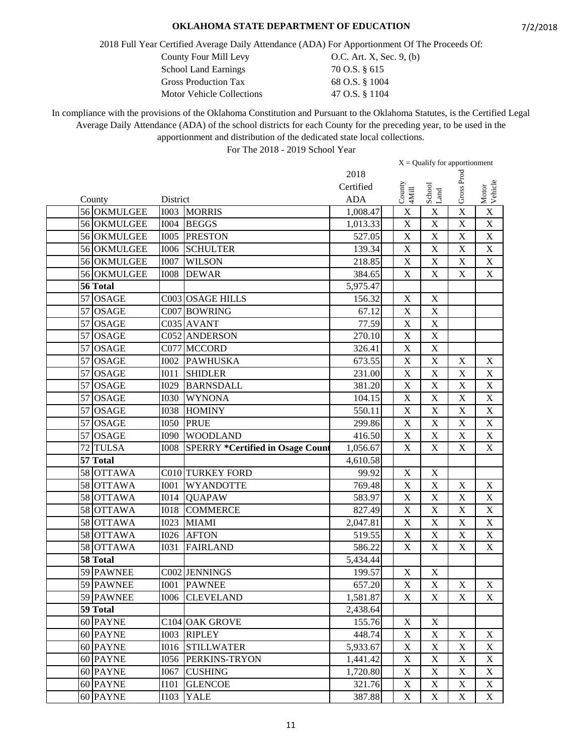# OKLAHOMA STATE DEPARTMENT OF EDUCATION

7/2/2018

2018 Full Year Certified Average Daily Attendance (ADA) For Apportionment Of The Proceeds Of:

| | |
|---|---|
| County Four Mill Levy | O.C. Art. X, Sec. 9, (b) |
| School Land Earnings | 70 O.S. § 615 |
| Gross Production Tax | 68 O.S. § 1004 |
| Motor Vehicle Collections | 47 O.S. § 1104 |

In compliance with the provisions of the Oklahoma Constitution and Pursuant to the Oklahoma Statutes, is the Certified Legal Average Daily Attendance (ADA) of the school districts for each County for the preceding year, to be used in the apportionment and distribution of the dedicated state local collections.

For The 2018 - 2019 School Year

X = Qualify for apportionment

| County | | District | | 2018 Certified ADA | County 4Mill | School Land | Gross Prod | Motor Vehicle |
|---|---|---|---|---|---|---|---|---|
| 56 | OKMULGEE | I003 | MORRIS | 1,008.47 | X | X | X | X |
| 56 | OKMULGEE | I004 | BEGGS | 1,013.33 | X | X | X | X |
| 56 | OKMULGEE | I005 | PRESTON | 527.05 | X | X | X | X |
| 56 | OKMULGEE | I006 | SCHULTER | 139.34 | X | X | X | X |
| 56 | OKMULGEE | I007 | WILSON | 218.85 | X | X | X | X |
| 56 | OKMULGEE | I008 | DEWAR | 384.65 | X | X | X | X |
| **56 Total** | | | | 5,975.47 | | | | |
| 57 | OSAGE | C003 | OSAGE HILLS | 156.32 | X | X | | |
| 57 | OSAGE | C007 | BOWRING | 67.12 | X | X | | |
| 57 | OSAGE | C035 | AVANT | 77.59 | X | X | | |
| 57 | OSAGE | C052 | ANDERSON | 270.10 | X | X | | |
| 57 | OSAGE | C077 | MCCORD | 326.41 | X | X | | |
| 57 | OSAGE | I002 | PAWHUSKA | 673.55 | X | X | X | X |
| 57 | OSAGE | I011 | SHIDLER | 231.00 | X | X | X | X |
| 57 | OSAGE | I029 | BARNSDALL | 381.20 | X | X | X | X |
| 57 | OSAGE | I030 | WYNONA | 104.15 | X | X | X | X |
| 57 | OSAGE | I038 | HOMINY | 550.11 | X | X | X | X |
| 57 | OSAGE | I050 | PRUE | 299.86 | X | X | X | X |
| 57 | OSAGE | I090 | WOODLAND | 416.50 | X | X | X | X |
| 72 | TULSA | I008 | SPERRY *Certified in Osage Count | 1,056.67 | X | X | X | X |
| **57 Total** | | | | 4,610.58 | | | | |
| 58 | OTTAWA | C010 | TURKEY FORD | 99.92 | X | X | | |
| 58 | OTTAWA | I001 | WYANDOTTE | 769.48 | X | X | X | X |
| 58 | OTTAWA | I014 | QUAPAW | 583.97 | X | X | X | X |
| 58 | OTTAWA | I018 | COMMERCE | 827.49 | X | X | X | X |
| 58 | OTTAWA | I023 | MIAMI | 2,047.81 | X | X | X | X |
| 58 | OTTAWA | I026 | AFTON | 519.55 | X | X | X | X |
| 58 | OTTAWA | I031 | FAIRLAND | 586.22 | X | X | X | X |
| **58 Total** | | | | 5,434.44 | | | | |
| 59 | PAWNEE | C002 | JENNINGS | 199.57 | X | X | | |
| 59 | PAWNEE | I001 | PAWNEE | 657.20 | X | X | X | X |
| 59 | PAWNEE | I006 | CLEVELAND | 1,581.87 | X | X | X | X |
| **59 Total** | | | | 2,438.64 | | | | |
| 60 | PAYNE | C104 | OAK GROVE | 155.76 | X | X | | |
| 60 | PAYNE | I003 | RIPLEY | 448.74 | X | X | X | X |
| 60 | PAYNE | I016 | STILLWATER | 5,933.67 | X | X | X | X |
| 60 | PAYNE | I056 | PERKINS-TRYON | 1,441.42 | X | X | X | X |
| 60 | PAYNE | I067 | CUSHING | 1,720.80 | X | X | X | X |
| 60 | PAYNE | I101 | GLENCOE | 321.76 | X | X | X | X |
| 60 | PAYNE | I103 | YALE | 387.88 | X | X | X | X |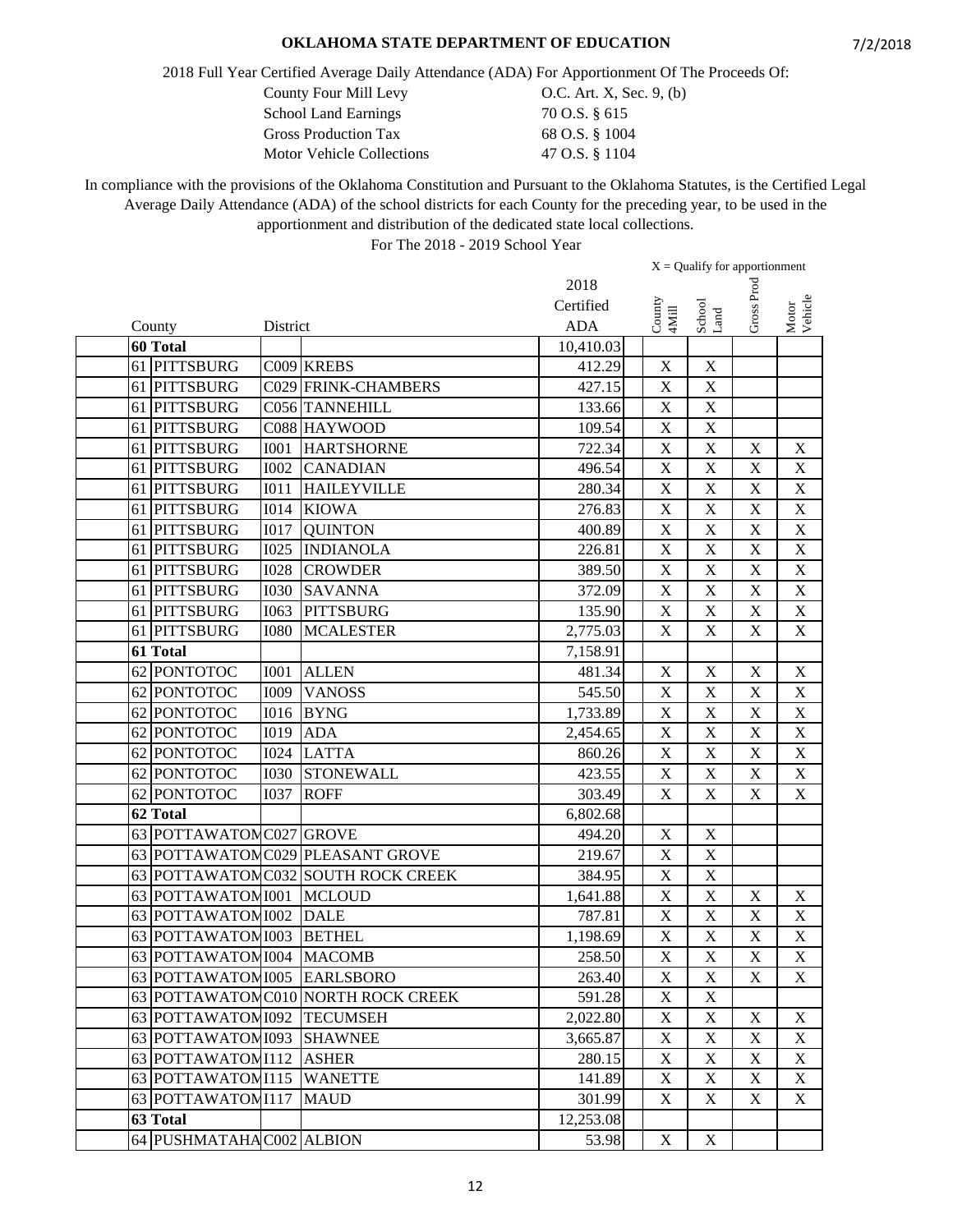# OKLAHOMA STATE DEPARTMENT OF EDUCATION

7/2/2018

2018 Full Year Certified Average Daily Attendance (ADA) For Apportionment Of The Proceeds Of:

| | |
|---|---|
| County Four Mill Levy | O.C. Art. X, Sec. 9, (b) |
| School Land Earnings | 70 O.S. § 615 |
| Gross Production Tax | 68 O.S. § 1004 |
| Motor Vehicle Collections | 47 O.S. § 1104 |

In compliance with the provisions of the Oklahoma Constitution and Pursuant to the Oklahoma Statutes, is the Certified Legal Average Daily Attendance (ADA) of the school districts for each County for the preceding year, to be used in the apportionment and distribution of the dedicated state local collections.

For The 2018 - 2019 School Year

X = Qualify for apportionment

| County | | District | | 2018 Certified ADA | County 4Mill | School Land | Gross Prod | Motor Vehicle |
|---|---|---|---|---|---|---|---|---|
| 60 Total | | | | 10,410.03 | | | | |
| 61 | PITTSBURG | C009 | KREBS | 412.29 | X | X | | |
| 61 | PITTSBURG | C029 | FRINK-CHAMBERS | 427.15 | X | X | | |
| 61 | PITTSBURG | C056 | TANNEHILL | 133.66 | X | X | | |
| 61 | PITTSBURG | C088 | HAYWOOD | 109.54 | X | X | | |
| 61 | PITTSBURG | I001 | HARTSHORNE | 722.34 | X | X | X | X |
| 61 | PITTSBURG | I002 | CANADIAN | 496.54 | X | X | X | X |
| 61 | PITTSBURG | I011 | HAILEYVILLE | 280.34 | X | X | X | X |
| 61 | PITTSBURG | I014 | KIOWA | 276.83 | X | X | X | X |
| 61 | PITTSBURG | I017 | QUINTON | 400.89 | X | X | X | X |
| 61 | PITTSBURG | I025 | INDIANOLA | 226.81 | X | X | X | X |
| 61 | PITTSBURG | I028 | CROWDER | 389.50 | X | X | X | X |
| 61 | PITTSBURG | I030 | SAVANNA | 372.09 | X | X | X | X |
| 61 | PITTSBURG | I063 | PITTSBURG | 135.90 | X | X | X | X |
| 61 | PITTSBURG | I080 | MCALESTER | 2,775.03 | X | X | X | X |
| 61 Total | | | | 7,158.91 | | | | |
| 62 | PONTOTOC | I001 | ALLEN | 481.34 | X | X | X | X |
| 62 | PONTOTOC | I009 | VANOSS | 545.50 | X | X | X | X |
| 62 | PONTOTOC | I016 | BYNG | 1,733.89 | X | X | X | X |
| 62 | PONTOTOC | I019 | ADA | 2,454.65 | X | X | X | X |
| 62 | PONTOTOC | I024 | LATTA | 860.26 | X | X | X | X |
| 62 | PONTOTOC | I030 | STONEWALL | 423.55 | X | X | X | X |
| 62 | PONTOTOC | I037 | ROFF | 303.49 | X | X | X | X |
| 62 Total | | | | 6,802.68 | | | | |
| 63 | POTTAWATOM | C027 | GROVE | 494.20 | X | X | | |
| 63 | POTTAWATOM | C029 | PLEASANT GROVE | 219.67 | X | X | | |
| 63 | POTTAWATOM | C032 | SOUTH ROCK CREEK | 384.95 | X | X | | |
| 63 | POTTAWATOM | I001 | MCLOUD | 1,641.88 | X | X | X | X |
| 63 | POTTAWATOM | I002 | DALE | 787.81 | X | X | X | X |
| 63 | POTTAWATOM | I003 | BETHEL | 1,198.69 | X | X | X | X |
| 63 | POTTAWATOM | I004 | MACOMB | 258.50 | X | X | X | X |
| 63 | POTTAWATOM | I005 | EARLSBORO | 263.40 | X | X | X | X |
| 63 | POTTAWATOM | C010 | NORTH ROCK CREEK | 591.28 | X | X | | |
| 63 | POTTAWATOM | I092 | TECUMSEH | 2,022.80 | X | X | X | X |
| 63 | POTTAWATOM | I093 | SHAWNEE | 3,665.87 | X | X | X | X |
| 63 | POTTAWATOM | I112 | ASHER | 280.15 | X | X | X | X |
| 63 | POTTAWATOM | I115 | WANETTE | 141.89 | X | X | X | X |
| 63 | POTTAWATOM | I117 | MAUD | 301.99 | X | X | X | X |
| 63 Total | | | | 12,253.08 | | | | |
| 64 | PUSHMATAHA | C002 | ALBION | 53.98 | X | X | | |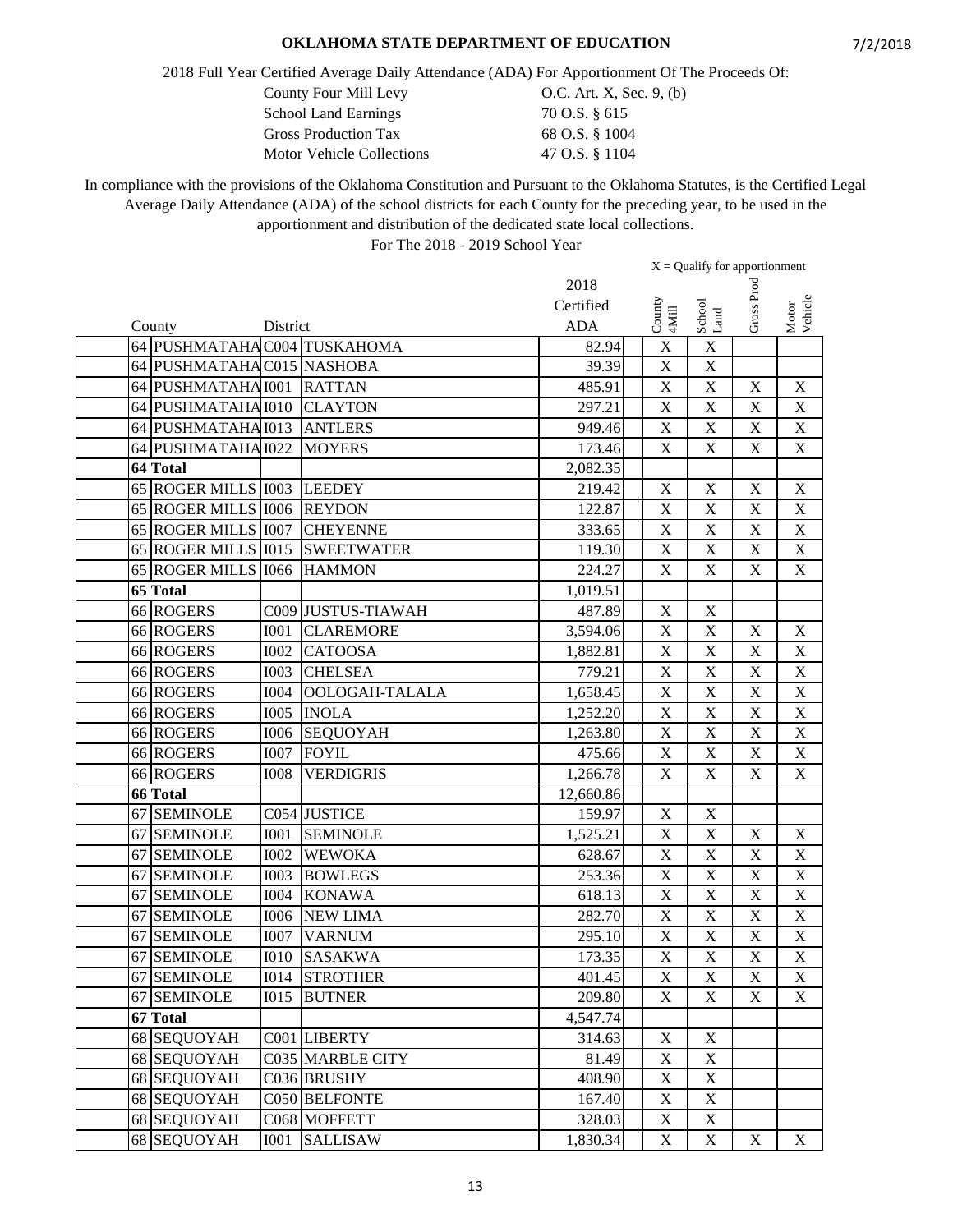**OKLAHOMA STATE DEPARTMENT OF EDUCATION**

7/2/2018

2018 Full Year Certified Average Daily Attendance (ADA) For Apportionment Of The Proceeds Of:

| | |
|---|---|
| County Four Mill Levy | O.C. Art. X, Sec. 9, (b) |
| School Land Earnings | 70 O.S. § 615 |
| Gross Production Tax | 68 O.S. § 1004 |
| Motor Vehicle Collections | 47 O.S. § 1104 |

In compliance with the provisions of the Oklahoma Constitution and Pursuant to the Oklahoma Statutes, is the Certified Legal Average Daily Attendance (ADA) of the school districts for each County for the preceding year, to be used in the apportionment and distribution of the dedicated state local collections.

For The 2018 - 2019 School Year

X = Qualify for apportionment

| County | | District | | 2018 Certified ADA | County 4Mill | School Land | Gross Prod | Motor Vehicle |
|---|---|---|---|---|---|---|---|---|
| 64 | PUSHMATAHA | C004 | TUSKAHOMA | 82.94 | X | X | | |
| 64 | PUSHMATAHA | C015 | NASHOBA | 39.39 | X | X | | |
| 64 | PUSHMATAHA | I001 | RATTAN | 485.91 | X | X | X | X |
| 64 | PUSHMATAHA | I010 | CLAYTON | 297.21 | X | X | X | X |
| 64 | PUSHMATAHA | I013 | ANTLERS | 949.46 | X | X | X | X |
| 64 | PUSHMATAHA | I022 | MOYERS | 173.46 | X | X | X | X |
| **64 Total** | | | | 2,082.35 | | | | |
| 65 | ROGER MILLS | I003 | LEEDEY | 219.42 | X | X | X | X |
| 65 | ROGER MILLS | I006 | REYDON | 122.87 | X | X | X | X |
| 65 | ROGER MILLS | I007 | CHEYENNE | 333.65 | X | X | X | X |
| 65 | ROGER MILLS | I015 | SWEETWATER | 119.30 | X | X | X | X |
| 65 | ROGER MILLS | I066 | HAMMON | 224.27 | X | X | X | X |
| **65 Total** | | | | 1,019.51 | | | | |
| 66 | ROGERS | C009 | JUSTUS-TIAWAH | 487.89 | X | X | | |
| 66 | ROGERS | I001 | CLAREMORE | 3,594.06 | X | X | X | X |
| 66 | ROGERS | I002 | CATOOSA | 1,882.81 | X | X | X | X |
| 66 | ROGERS | I003 | CHELSEA | 779.21 | X | X | X | X |
| 66 | ROGERS | I004 | OOLOGAH-TALALA | 1,658.45 | X | X | X | X |
| 66 | ROGERS | I005 | INOLA | 1,252.20 | X | X | X | X |
| 66 | ROGERS | I006 | SEQUOYAH | 1,263.80 | X | X | X | X |
| 66 | ROGERS | I007 | FOYIL | 475.66 | X | X | X | X |
| 66 | ROGERS | I008 | VERDIGRIS | 1,266.78 | X | X | X | X |
| **66 Total** | | | | 12,660.86 | | | | |
| 67 | SEMINOLE | C054 | JUSTICE | 159.97 | X | X | | |
| 67 | SEMINOLE | I001 | SEMINOLE | 1,525.21 | X | X | X | X |
| 67 | SEMINOLE | I002 | WEWOKA | 628.67 | X | X | X | X |
| 67 | SEMINOLE | I003 | BOWLEGS | 253.36 | X | X | X | X |
| 67 | SEMINOLE | I004 | KONAWA | 618.13 | X | X | X | X |
| 67 | SEMINOLE | I006 | NEW LIMA | 282.70 | X | X | X | X |
| 67 | SEMINOLE | I007 | VARNUM | 295.10 | X | X | X | X |
| 67 | SEMINOLE | I010 | SASAKWA | 173.35 | X | X | X | X |
| 67 | SEMINOLE | I014 | STROTHER | 401.45 | X | X | X | X |
| 67 | SEMINOLE | I015 | BUTNER | 209.80 | X | X | X | X |
| **67 Total** | | | | 4,547.74 | | | | |
| 68 | SEQUOYAH | C001 | LIBERTY | 314.63 | X | X | | |
| 68 | SEQUOYAH | C035 | MARBLE CITY | 81.49 | X | X | | |
| 68 | SEQUOYAH | C036 | BRUSHY | 408.90 | X | X | | |
| 68 | SEQUOYAH | C050 | BELFONTE | 167.40 | X | X | | |
| 68 | SEQUOYAH | C068 | MOFFETT | 328.03 | X | X | | |
| 68 | SEQUOYAH | I001 | SALLISAW | 1,830.34 | X | X | X | X |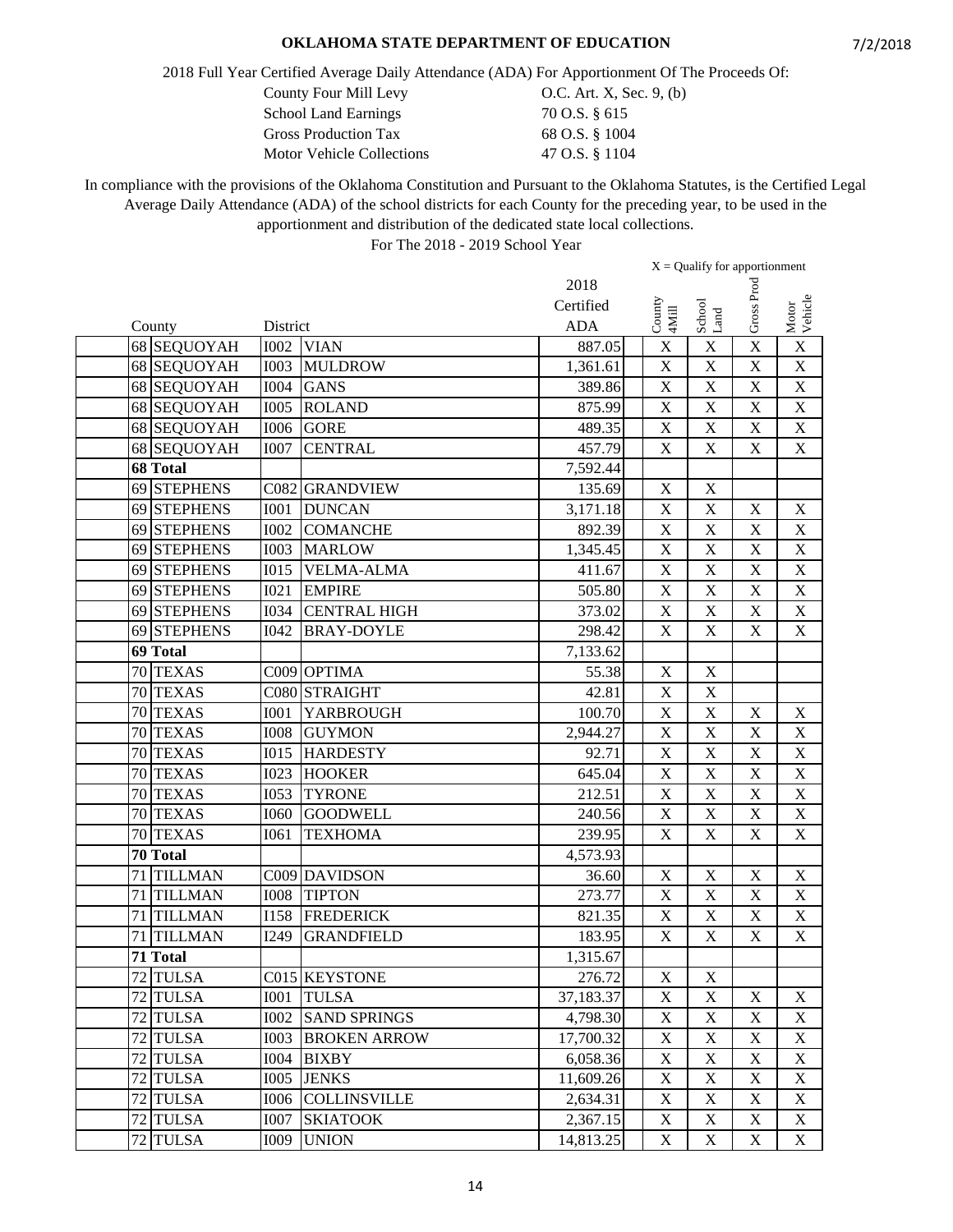**OKLAHOMA STATE DEPARTMENT OF EDUCATION**

7/2/2018

2018 Full Year Certified Average Daily Attendance (ADA) For Apportionment Of The Proceeds Of:

| | |
|---|---|
| County Four Mill Levy | O.C. Art. X, Sec. 9, (b) |
| School Land Earnings | 70 O.S. § 615 |
| Gross Production Tax | 68 O.S. § 1004 |
| Motor Vehicle Collections | 47 O.S. § 1104 |

In compliance with the provisions of the Oklahoma Constitution and Pursuant to the Oklahoma Statutes, is the Certified Legal Average Daily Attendance (ADA) of the school districts for each County for the preceding year, to be used in the apportionment and distribution of the dedicated state local collections.

For The 2018 - 2019 School Year

X = Qualify for apportionment

| County | | District | | 2018 Certified ADA | County 4Mill | School Land | Gross Prod | Motor Vehicle |
|---|---|---|---|---|---|---|---|---|
| 68 | SEQUOYAH | I002 | VIAN | 887.05 | X | X | X | X |
| 68 | SEQUOYAH | I003 | MULDROW | 1,361.61 | X | X | X | X |
| 68 | SEQUOYAH | I004 | GANS | 389.86 | X | X | X | X |
| 68 | SEQUOYAH | I005 | ROLAND | 875.99 | X | X | X | X |
| 68 | SEQUOYAH | I006 | GORE | 489.35 | X | X | X | X |
| 68 | SEQUOYAH | I007 | CENTRAL | 457.79 | X | X | X | X |
| **68 Total** | | | | 7,592.44 | | | | |
| 69 | STEPHENS | C082 | GRANDVIEW | 135.69 | X | X | | |
| 69 | STEPHENS | I001 | DUNCAN | 3,171.18 | X | X | X | X |
| 69 | STEPHENS | I002 | COMANCHE | 892.39 | X | X | X | X |
| 69 | STEPHENS | I003 | MARLOW | 1,345.45 | X | X | X | X |
| 69 | STEPHENS | I015 | VELMA-ALMA | 411.67 | X | X | X | X |
| 69 | STEPHENS | I021 | EMPIRE | 505.80 | X | X | X | X |
| 69 | STEPHENS | I034 | CENTRAL HIGH | 373.02 | X | X | X | X |
| 69 | STEPHENS | I042 | BRAY-DOYLE | 298.42 | X | X | X | X |
| **69 Total** | | | | 7,133.62 | | | | |
| 70 | TEXAS | C009 | OPTIMA | 55.38 | X | X | | |
| 70 | TEXAS | C080 | STRAIGHT | 42.81 | X | X | | |
| 70 | TEXAS | I001 | YARBROUGH | 100.70 | X | X | X | X |
| 70 | TEXAS | I008 | GUYMON | 2,944.27 | X | X | X | X |
| 70 | TEXAS | I015 | HARDESTY | 92.71 | X | X | X | X |
| 70 | TEXAS | I023 | HOOKER | 645.04 | X | X | X | X |
| 70 | TEXAS | I053 | TYRONE | 212.51 | X | X | X | X |
| 70 | TEXAS | I060 | GOODWELL | 240.56 | X | X | X | X |
| 70 | TEXAS | I061 | TEXHOMA | 239.95 | X | X | X | X |
| **70 Total** | | | | 4,573.93 | | | | |
| 71 | TILLMAN | C009 | DAVIDSON | 36.60 | X | X | X | X |
| 71 | TILLMAN | I008 | TIPTON | 273.77 | X | X | X | X |
| 71 | TILLMAN | I158 | FREDERICK | 821.35 | X | X | X | X |
| 71 | TILLMAN | I249 | GRANDFIELD | 183.95 | X | X | X | X |
| **71 Total** | | | | 1,315.67 | | | | |
| 72 | TULSA | C015 | KEYSTONE | 276.72 | X | X | | |
| 72 | TULSA | I001 | TULSA | 37,183.37 | X | X | X | X |
| 72 | TULSA | I002 | SAND SPRINGS | 4,798.30 | X | X | X | X |
| 72 | TULSA | I003 | BROKEN ARROW | 17,700.32 | X | X | X | X |
| 72 | TULSA | I004 | BIXBY | 6,058.36 | X | X | X | X |
| 72 | TULSA | I005 | JENKS | 11,609.26 | X | X | X | X |
| 72 | TULSA | I006 | COLLINSVILLE | 2,634.31 | X | X | X | X |
| 72 | TULSA | I007 | SKIATOOK | 2,367.15 | X | X | X | X |
| 72 | TULSA | I009 | UNION | 14,813.25 | X | X | X | X |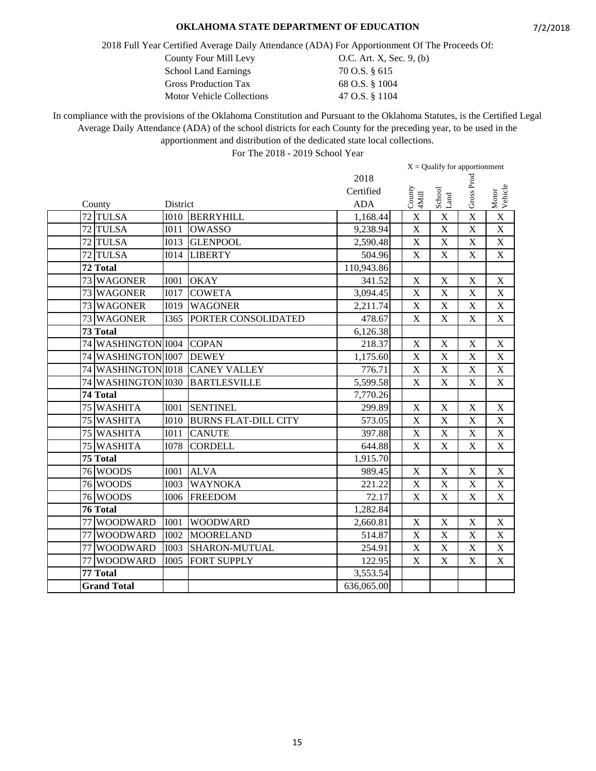**OKLAHOMA STATE DEPARTMENT OF EDUCATION**

2018 Full Year Certified Average Daily Attendance (ADA) For Apportionment Of The Proceeds Of:

| | |
|---|---|
| County Four Mill Levy | O.C. Art. X, Sec. 9, (b) |
| School Land Earnings | 70 O.S. § 615 |
| Gross Production Tax | 68 O.S. § 1004 |
| Motor Vehicle Collections | 47 O.S. § 1104 |

In compliance with the provisions of the Oklahoma Constitution and Pursuant to the Oklahoma Statutes, is the Certified Legal Average Daily Attendance (ADA) of the school districts for each County for the preceding year, to be used in the apportionment and distribution of the dedicated state local collections.

For The 2018 - 2019 School Year

X = Qualify for apportionment

| County | | District | | 2018 Certified ADA | County 4Mill | School Land | Gross Prod | Motor Vehicle |
|---|---|---|---|---|---|---|---|---|
| 72 | TULSA | I010 | BERRYHILL | 1,168.44 | X | X | X | X |
| 72 | TULSA | I011 | OWASSO | 9,238.94 | X | X | X | X |
| 72 | TULSA | I013 | GLENPOOL | 2,590.48 | X | X | X | X |
| 72 | TULSA | I014 | LIBERTY | 504.96 | X | X | X | X |
| **72 Total** | | | | 110,943.86 | | | | |
| 73 | WAGONER | I001 | OKAY | 341.52 | X | X | X | X |
| 73 | WAGONER | I017 | COWETA | 3,094.45 | X | X | X | X |
| 73 | WAGONER | I019 | WAGONER | 2,211.74 | X | X | X | X |
| 73 | WAGONER | I365 | PORTER CONSOLIDATED | 478.67 | X | X | X | X |
| **73 Total** | | | | 6,126.38 | | | | |
| 74 | WASHINGTON | I004 | COPAN | 218.37 | X | X | X | X |
| 74 | WASHINGTON | I007 | DEWEY | 1,175.60 | X | X | X | X |
| 74 | WASHINGTON | I018 | CANEY VALLEY | 776.71 | X | X | X | X |
| 74 | WASHINGTON | I030 | BARTLESVILLE | 5,599.58 | X | X | X | X |
| **74 Total** | | | | 7,770.26 | | | | |
| 75 | WASHITA | I001 | SENTINEL | 299.89 | X | X | X | X |
| 75 | WASHITA | I010 | BURNS FLAT-DILL CITY | 573.05 | X | X | X | X |
| 75 | WASHITA | I011 | CANUTE | 397.88 | X | X | X | X |
| 75 | WASHITA | I078 | CORDELL | 644.88 | X | X | X | X |
| **75 Total** | | | | 1,915.70 | | | | |
| 76 | WOODS | I001 | ALVA | 989.45 | X | X | X | X |
| 76 | WOODS | I003 | WAYNOKA | 221.22 | X | X | X | X |
| 76 | WOODS | I006 | FREEDOM | 72.17 | X | X | X | X |
| **76 Total** | | | | 1,282.84 | | | | |
| 77 | WOODWARD | I001 | WOODWARD | 2,660.81 | X | X | X | X |
| 77 | WOODWARD | I002 | MOORELAND | 514.87 | X | X | X | X |
| 77 | WOODWARD | I003 | SHARON-MUTUAL | 254.91 | X | X | X | X |
| 77 | WOODWARD | I005 | FORT SUPPLY | 122.95 | X | X | X | X |
| **77 Total** | | | | 3,553.54 | | | | |
| **Grand Total** | | | | 636,065.00 | | | | |